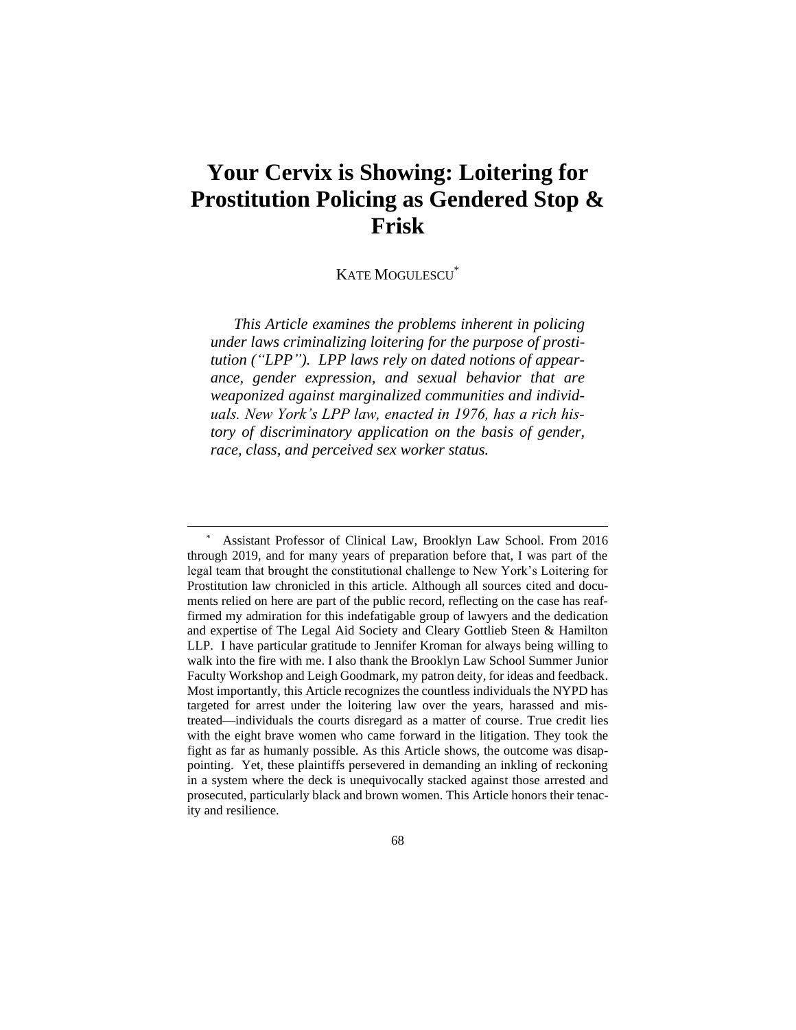# Your Cervix is Showing: Loitering for Prostitution Policing as Gendered Stop & Frisk

KATE MOGULESCU*

*This Article examines the problems inherent in policing under laws criminalizing loitering for the purpose of prostitution ("LPP"). LPP laws rely on dated notions of appearance, gender expression, and sexual behavior that are weaponized against marginalized communities and individuals. New York's LPP law, enacted in 1976, has a rich history of discriminatory application on the basis of gender, race, class, and perceived sex worker status.*

---

\* Assistant Professor of Clinical Law, Brooklyn Law School. From 2016 through 2019, and for many years of preparation before that, I was part of the legal team that brought the constitutional challenge to New York's Loitering for Prostitution law chronicled in this article. Although all sources cited and documents relied on here are part of the public record, reflecting on the case has reaffirmed my admiration for this indefatigable group of lawyers and the dedication and expertise of The Legal Aid Society and Cleary Gottlieb Steen & Hamilton LLP. I have particular gratitude to Jennifer Kroman for always being willing to walk into the fire with me. I also thank the Brooklyn Law School Summer Junior Faculty Workshop and Leigh Goodmark, my patron deity, for ideas and feedback. Most importantly, this Article recognizes the countless individuals the NYPD has targeted for arrest under the loitering law over the years, harassed and mistreated—individuals the courts disregard as a matter of course. True credit lies with the eight brave women who came forward in the litigation. They took the fight as far as humanly possible. As this Article shows, the outcome was disappointing. Yet, these plaintiffs persevered in demanding an inkling of reckoning in a system where the deck is unequivocally stacked against those arrested and prosecuted, particularly black and brown women. This Article honors their tenacity and resilience.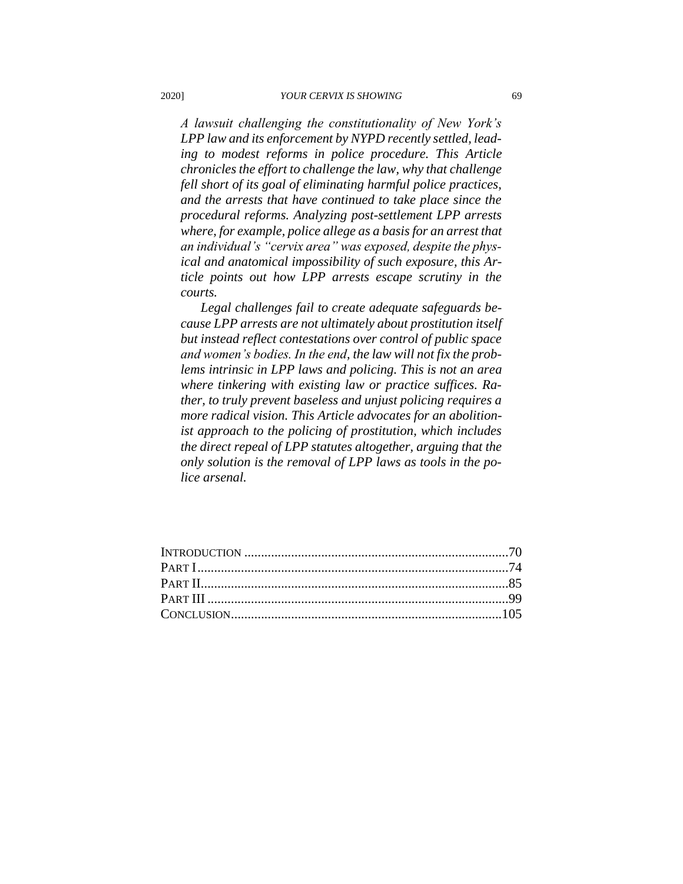*A lawsuit challenging the constitutionality of New York's LPP law and its enforcement by NYPD recently settled, leading to modest reforms in police procedure. This Article chronicles the effort to challenge the law, why that challenge fell short of its goal of eliminating harmful police practices, and the arrests that have continued to take place since the procedural reforms. Analyzing post-settlement LPP arrests where, for example, police allege as a basis for an arrest that an individual's "cervix area" was exposed, despite the physical and anatomical impossibility of such exposure, this Article points out how LPP arrests escape scrutiny in the courts.*

*Legal challenges fail to create adequate safeguards because LPP arrests are not ultimately about prostitution itself but instead reflect contestations over control of public space and women's bodies. In the end, the law will not fix the problems intrinsic in LPP laws and policing. This is not an area where tinkering with existing law or practice suffices. Rather, to truly prevent baseless and unjust policing requires a more radical vision. This Article advocates for an abolitionist approach to the policing of prostitution, which includes the direct repeal of LPP statutes altogether, arguing that the only solution is the removal of LPP laws as tools in the police arsenal.*

INTRODUCTION ..............................................................................70
PART I............................................................................................74
PART II...........................................................................................85
PART III .........................................................................................99
CONCLUSION................................................................................105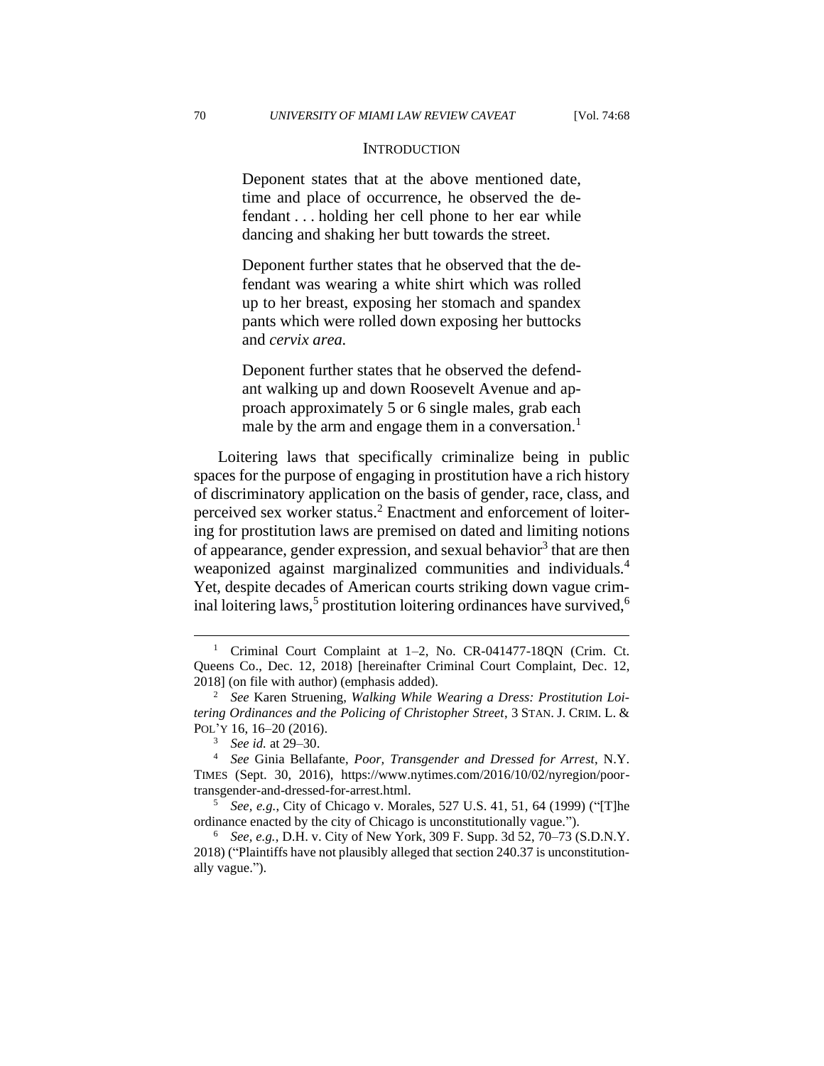## INTRODUCTION

> Deponent states that at the above mentioned date, time and place of occurrence, he observed the defendant . . . holding her cell phone to her ear while dancing and shaking her butt towards the street.
>
> Deponent further states that he observed that the defendant was wearing a white shirt which was rolled up to her breast, exposing her stomach and spandex pants which were rolled down exposing her buttocks and *cervix area.*
>
> Deponent further states that he observed the defendant walking up and down Roosevelt Avenue and approach approximately 5 or 6 single males, grab each male by the arm and engage them in a conversation.[1]

Loitering laws that specifically criminalize being in public spaces for the purpose of engaging in prostitution have a rich history of discriminatory application on the basis of gender, race, class, and perceived sex worker status.[2] Enactment and enforcement of loitering for prostitution laws are premised on dated and limiting notions of appearance, gender expression, and sexual behavior[3] that are then weaponized against marginalized communities and individuals.[4] Yet, despite decades of American courts striking down vague criminal loitering laws,[5] prostitution loitering ordinances have survived,[6]

---

[1] Criminal Court Complaint at 1–2, No. CR-041477-18QN (Crim. Ct. Queens Co., Dec. 12, 2018) [hereinafter Criminal Court Complaint, Dec. 12, 2018] (on file with author) (emphasis added).

[2] *See* Karen Struening, *Walking While Wearing a Dress: Prostitution Loitering Ordinances and the Policing of Christopher Street*, 3 STAN. J. CRIM. L. & POL'Y 16, 16–20 (2016).

[3] *See id.* at 29–30.

[4] *See* Ginia Bellafante, *Poor, Transgender and Dressed for Arrest*, N.Y. TIMES (Sept. 30, 2016), https://www.nytimes.com/2016/10/02/nyregion/poor-transgender-and-dressed-for-arrest.html.

[5] *See, e.g.*, City of Chicago v. Morales, 527 U.S. 41, 51, 64 (1999) ("[T]he ordinance enacted by the city of Chicago is unconstitutionally vague.").

[6] *See, e.g.*, D.H. v. City of New York, 309 F. Supp. 3d 52, 70–73 (S.D.N.Y. 2018) ("Plaintiffs have not plausibly alleged that section 240.37 is unconstitutionally vague.").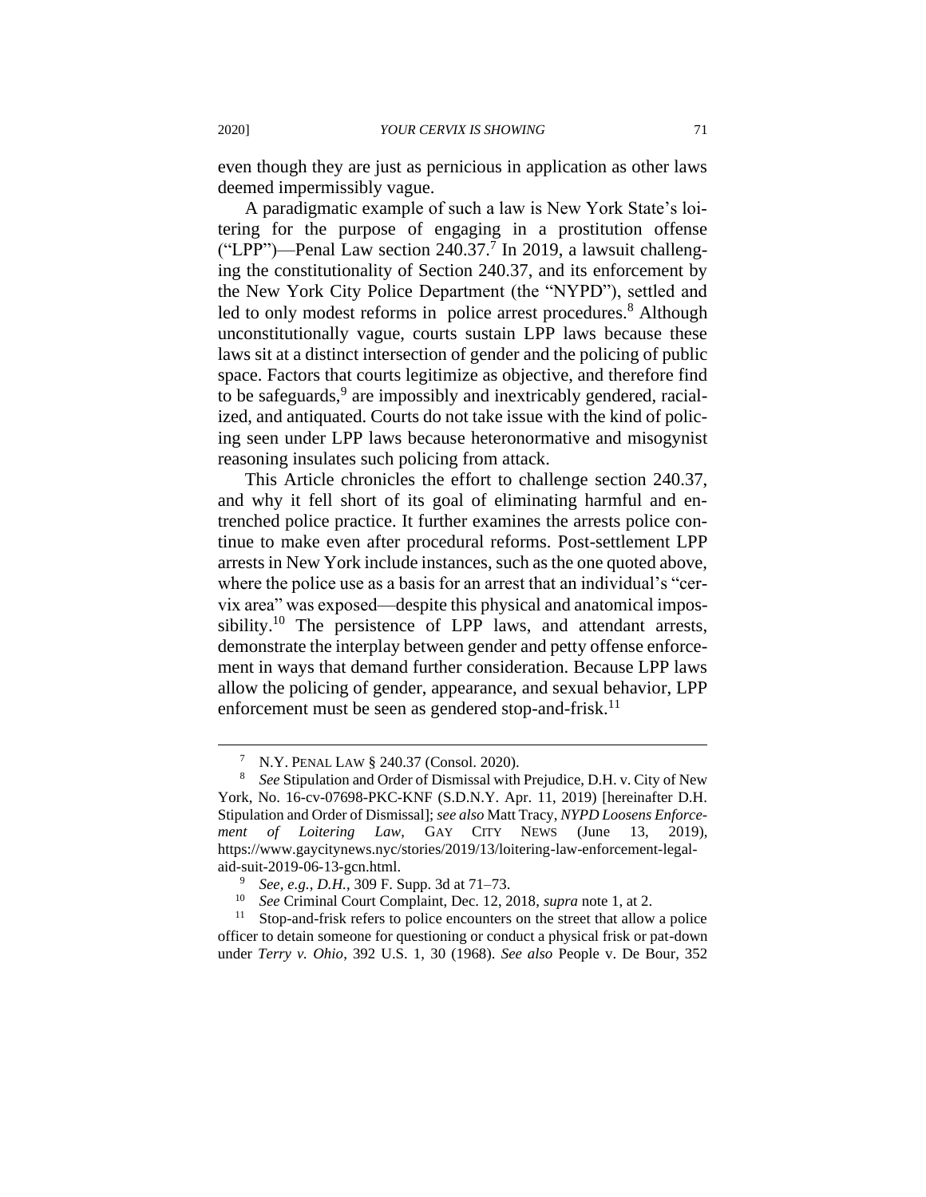even though they are just as pernicious in application as other laws deemed impermissibly vague.

A paradigmatic example of such a law is New York State's loitering for the purpose of engaging in a prostitution offense ("LPP")—Penal Law section 240.37.[7] In 2019, a lawsuit challenging the constitutionality of Section 240.37, and its enforcement by the New York City Police Department (the "NYPD"), settled and led to only modest reforms in police arrest procedures.[8] Although unconstitutionally vague, courts sustain LPP laws because these laws sit at a distinct intersection of gender and the policing of public space. Factors that courts legitimize as objective, and therefore find to be safeguards,[9] are impossibly and inextricably gendered, racialized, and antiquated. Courts do not take issue with the kind of policing seen under LPP laws because heteronormative and misogynist reasoning insulates such policing from attack.

This Article chronicles the effort to challenge section 240.37, and why it fell short of its goal of eliminating harmful and entrenched police practice. It further examines the arrests police continue to make even after procedural reforms. Post-settlement LPP arrests in New York include instances, such as the one quoted above, where the police use as a basis for an arrest that an individual's "cervix area" was exposed—despite this physical and anatomical impossibility.[10] The persistence of LPP laws, and attendant arrests, demonstrate the interplay between gender and petty offense enforcement in ways that demand further consideration. Because LPP laws allow the policing of gender, appearance, and sexual behavior, LPP enforcement must be seen as gendered stop-and-frisk.[11]

---

[7] N.Y. PENAL LAW § 240.37 (Consol. 2020).

[8] *See* Stipulation and Order of Dismissal with Prejudice, D.H. v. City of New York, No. 16-cv-07698-PKC-KNF (S.D.N.Y. Apr. 11, 2019) [hereinafter D.H. Stipulation and Order of Dismissal]; *see also* Matt Tracy, *NYPD Loosens Enforcement of Loitering Law*, GAY CITY NEWS (June 13, 2019), https://www.gaycitynews.nyc/stories/2019/13/loitering-law-enforcement-legal-aid-suit-2019-06-13-gcn.html.

[9] *See, e.g.*, *D.H.*, 309 F. Supp. 3d at 71–73.

[10] *See* Criminal Court Complaint, Dec. 12, 2018, *supra* note 1, at 2.

[11] Stop-and-frisk refers to police encounters on the street that allow a police officer to detain someone for questioning or conduct a physical frisk or pat-down under *Terry v. Ohio*, 392 U.S. 1, 30 (1968). *See also* People v. De Bour, 352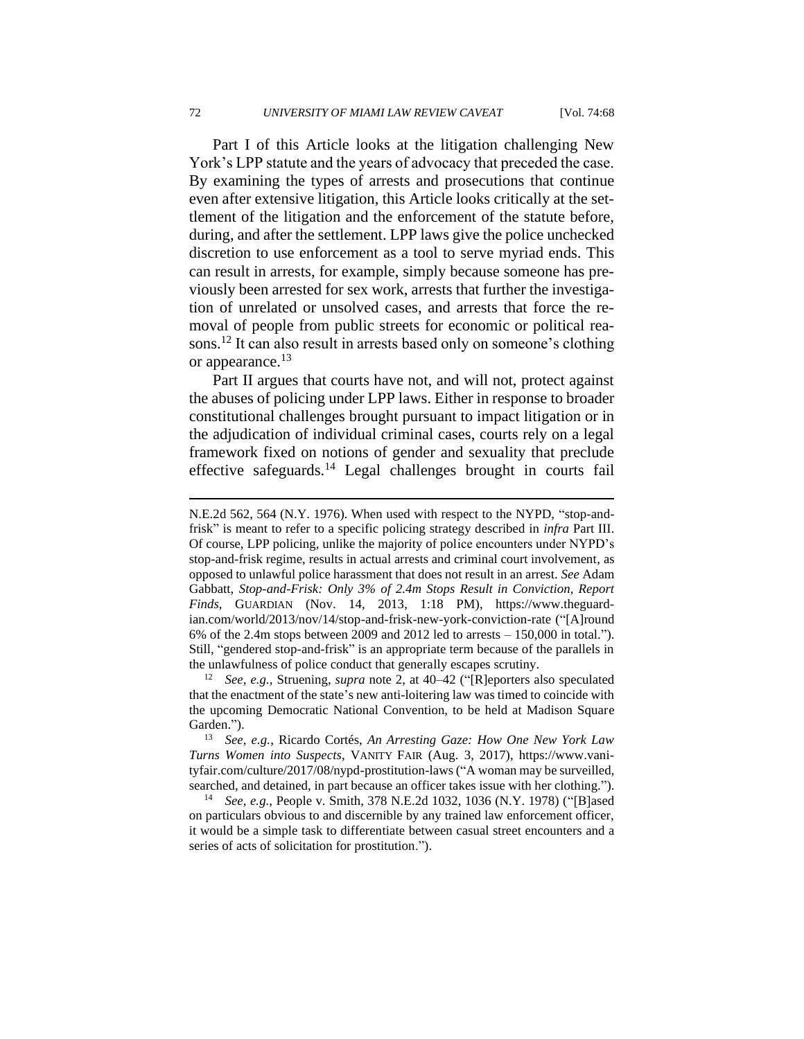Part I of this Article looks at the litigation challenging New York's LPP statute and the years of advocacy that preceded the case. By examining the types of arrests and prosecutions that continue even after extensive litigation, this Article looks critically at the settlement of the litigation and the enforcement of the statute before, during, and after the settlement. LPP laws give the police unchecked discretion to use enforcement as a tool to serve myriad ends. This can result in arrests, for example, simply because someone has previously been arrested for sex work, arrests that further the investigation of unrelated or unsolved cases, and arrests that force the removal of people from public streets for economic or political reasons.[12] It can also result in arrests based only on someone's clothing or appearance.[13]

Part II argues that courts have not, and will not, protect against the abuses of policing under LPP laws. Either in response to broader constitutional challenges brought pursuant to impact litigation or in the adjudication of individual criminal cases, courts rely on a legal framework fixed on notions of gender and sexuality that preclude effective safeguards.[14] Legal challenges brought in courts fail

---

N.E.2d 562, 564 (N.Y. 1976). When used with respect to the NYPD, "stop-and-frisk" is meant to refer to a specific policing strategy described in *infra* Part III. Of course, LPP policing, unlike the majority of police encounters under NYPD's stop-and-frisk regime, results in actual arrests and criminal court involvement, as opposed to unlawful police harassment that does not result in an arrest. *See* Adam Gabbatt, *Stop-and-Frisk: Only 3% of 2.4m Stops Result in Conviction, Report Finds*, GUARDIAN (Nov. 14, 2013, 1:18 PM), https://www.theguardian.com/world/2013/nov/14/stop-and-frisk-new-york-conviction-rate ("[A]round 6% of the 2.4m stops between 2009 and 2012 led to arrests – 150,000 in total."). Still, "gendered stop-and-frisk" is an appropriate term because of the parallels in the unlawfulness of police conduct that generally escapes scrutiny.

[12] *See, e.g.*, Struening, *supra* note 2, at 40–42 ("[R]eporters also speculated that the enactment of the state's new anti-loitering law was timed to coincide with the upcoming Democratic National Convention, to be held at Madison Square Garden.").

[13] *See, e.g.*, Ricardo Cortés, *An Arresting Gaze: How One New York Law Turns Women into Suspects*, VANITY FAIR (Aug. 3, 2017), https://www.vanityfair.com/culture/2017/08/nypd-prostitution-laws ("A woman may be surveilled, searched, and detained, in part because an officer takes issue with her clothing.").

[14] *See, e.g.*, People v. Smith, 378 N.E.2d 1032, 1036 (N.Y. 1978) ("[B]ased on particulars obvious to and discernible by any trained law enforcement officer, it would be a simple task to differentiate between casual street encounters and a series of acts of solicitation for prostitution.").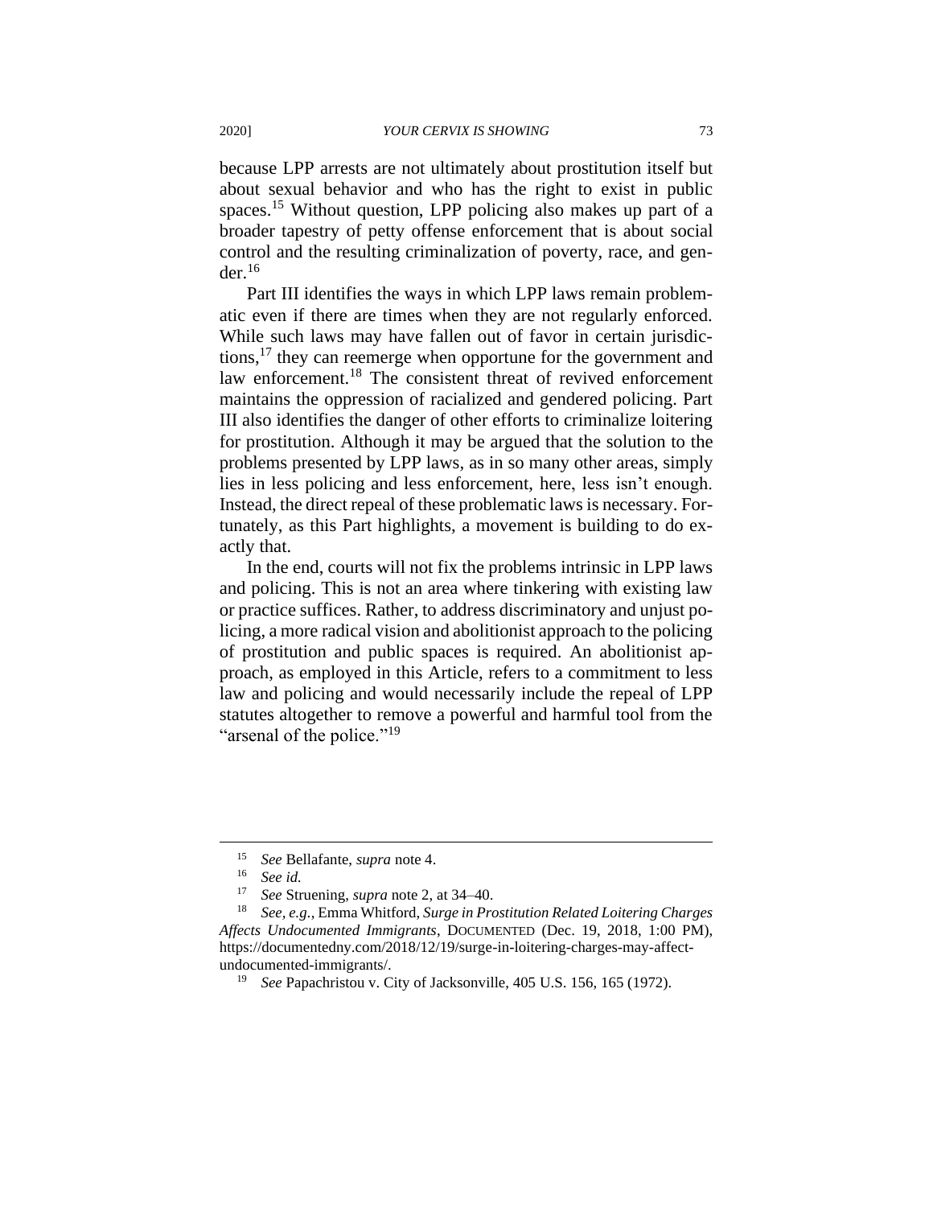because LPP arrests are not ultimately about prostitution itself but about sexual behavior and who has the right to exist in public spaces.[15] Without question, LPP policing also makes up part of a broader tapestry of petty offense enforcement that is about social control and the resulting criminalization of poverty, race, and gender.[16]

Part III identifies the ways in which LPP laws remain problematic even if there are times when they are not regularly enforced. While such laws may have fallen out of favor in certain jurisdictions,[17] they can reemerge when opportune for the government and law enforcement.[18] The consistent threat of revived enforcement maintains the oppression of racialized and gendered policing. Part III also identifies the danger of other efforts to criminalize loitering for prostitution. Although it may be argued that the solution to the problems presented by LPP laws, as in so many other areas, simply lies in less policing and less enforcement, here, less isn't enough. Instead, the direct repeal of these problematic laws is necessary. Fortunately, as this Part highlights, a movement is building to do exactly that.

In the end, courts will not fix the problems intrinsic in LPP laws and policing. This is not an area where tinkering with existing law or practice suffices. Rather, to address discriminatory and unjust policing, a more radical vision and abolitionist approach to the policing of prostitution and public spaces is required. An abolitionist approach, as employed in this Article, refers to a commitment to less law and policing and would necessarily include the repeal of LPP statutes altogether to remove a powerful and harmful tool from the "arsenal of the police."[19]

---

[15] *See* Bellafante, *supra* note 4.

[16] *See id.*

[17] *See* Struening, *supra* note 2, at 34–40.

[18] *See, e.g.*, Emma Whitford, *Surge in Prostitution Related Loitering Charges Affects Undocumented Immigrants*, DOCUMENTED (Dec. 19, 2018, 1:00 PM), https://documentedny.com/2018/12/19/surge-in-loitering-charges-may-affect-undocumented-immigrants/.

[19] *See* Papachristou v. City of Jacksonville, 405 U.S. 156, 165 (1972).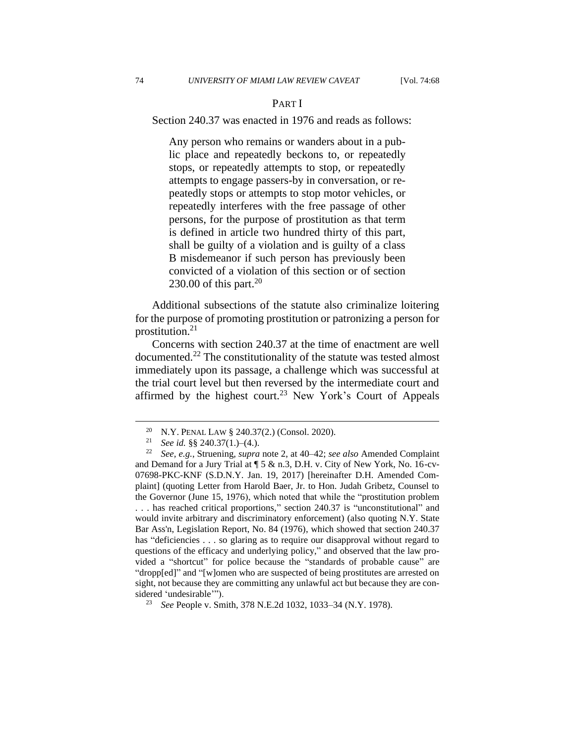## PART I

Section 240.37 was enacted in 1976 and reads as follows:

> Any person who remains or wanders about in a public place and repeatedly beckons to, or repeatedly stops, or repeatedly attempts to stop, or repeatedly attempts to engage passers-by in conversation, or repeatedly stops or attempts to stop motor vehicles, or repeatedly interferes with the free passage of other persons, for the purpose of prostitution as that term is defined in article two hundred thirty of this part, shall be guilty of a violation and is guilty of a class B misdemeanor if such person has previously been convicted of a violation of this section or of section 230.00 of this part.[20]

Additional subsections of the statute also criminalize loitering for the purpose of promoting prostitution or patronizing a person for prostitution.[21]

Concerns with section 240.37 at the time of enactment are well documented.[22] The constitutionality of the statute was tested almost immediately upon its passage, a challenge which was successful at the trial court level but then reversed by the intermediate court and affirmed by the highest court.[23] New York's Court of Appeals

---

[20] N.Y. PENAL LAW § 240.37(2.) (Consol. 2020).

[21] *See id.* §§ 240.37(1.)–(4.).

[22] *See, e.g.*, Struening, *supra* note 2, at 40–42; *see also* Amended Complaint and Demand for a Jury Trial at ¶ 5 & n.3, D.H. v. City of New York, No. 16-cv-07698-PKC-KNF (S.D.N.Y. Jan. 19, 2017) [hereinafter D.H. Amended Complaint] (quoting Letter from Harold Baer, Jr. to Hon. Judah Gribetz, Counsel to the Governor (June 15, 1976), which noted that while the "prostitution problem . . . has reached critical proportions," section 240.37 is "unconstitutional" and would invite arbitrary and discriminatory enforcement) (also quoting N.Y. State Bar Ass'n, Legislation Report, No. 84 (1976), which showed that section 240.37 has "deficiencies . . . so glaring as to require our disapproval without regard to questions of the efficacy and underlying policy," and observed that the law provided a "shortcut" for police because the "standards of probable cause" are "dropp[ed]" and "[w]omen who are suspected of being prostitutes are arrested on sight, not because they are committing any unlawful act but because they are considered 'undesirable'").

[23] *See* People v. Smith, 378 N.E.2d 1032, 1033–34 (N.Y. 1978).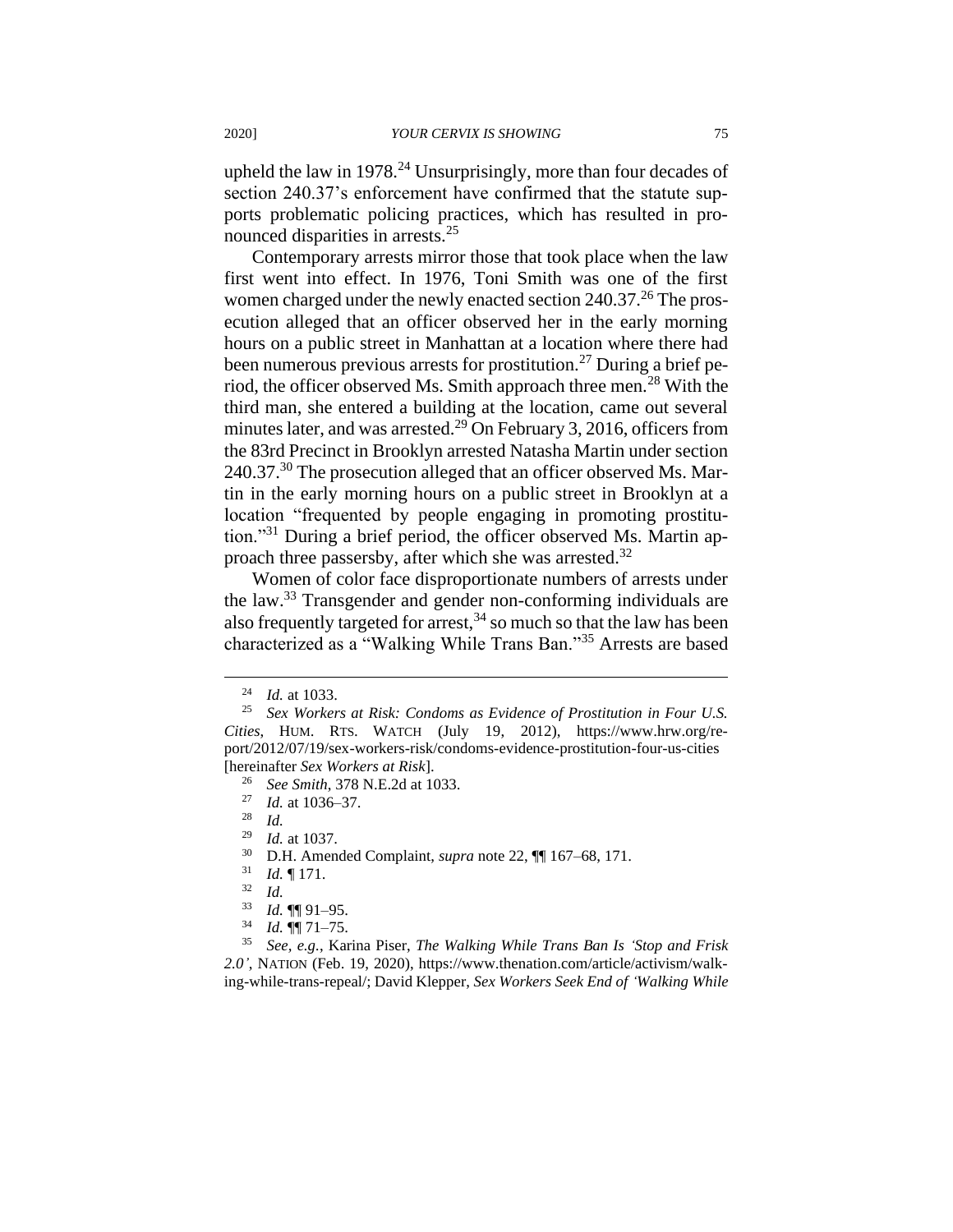upheld the law in 1978.[24] Unsurprisingly, more than four decades of section 240.37's enforcement have confirmed that the statute supports problematic policing practices, which has resulted in pronounced disparities in arrests.[25]

Contemporary arrests mirror those that took place when the law first went into effect. In 1976, Toni Smith was one of the first women charged under the newly enacted section 240.37.[26] The prosecution alleged that an officer observed her in the early morning hours on a public street in Manhattan at a location where there had been numerous previous arrests for prostitution.[27] During a brief period, the officer observed Ms. Smith approach three men.[28] With the third man, she entered a building at the location, came out several minutes later, and was arrested.[29] On February 3, 2016, officers from the 83rd Precinct in Brooklyn arrested Natasha Martin under section 240.37.[30] The prosecution alleged that an officer observed Ms. Martin in the early morning hours on a public street in Brooklyn at a location "frequented by people engaging in promoting prostitution."[31] During a brief period, the officer observed Ms. Martin approach three passersby, after which she was arrested.[32]

Women of color face disproportionate numbers of arrests under the law.[33] Transgender and gender non-conforming individuals are also frequently targeted for arrest,[34] so much so that the law has been characterized as a "Walking While Trans Ban."[35] Arrests are based

---

[24] *Id.* at 1033.

[25] *Sex Workers at Risk: Condoms as Evidence of Prostitution in Four U.S. Cities*, HUM. RTS. WATCH (July 19, 2012), https://www.hrw.org/report/2012/07/19/sex-workers-risk/condoms-evidence-prostitution-four-us-cities [hereinafter *Sex Workers at Risk*].

[26] *See Smith*, 378 N.E.2d at 1033.

[27] *Id.* at 1036–37.

[28] *Id.*

[29] *Id.* at 1037.

[30] D.H. Amended Complaint, *supra* note 22, ¶¶ 167–68, 171.

[31] *Id.* ¶ 171.

[32] *Id.*

[33] *Id.* ¶¶ 91–95.

[34] *Id.* ¶¶ 71–75.

[35] *See, e.g.*, Karina Piser, *The Walking While Trans Ban Is 'Stop and Frisk 2.0'*, NATION (Feb. 19, 2020), https://www.thenation.com/article/activism/walking-while-trans-repeal/; David Klepper, *Sex Workers Seek End of 'Walking While*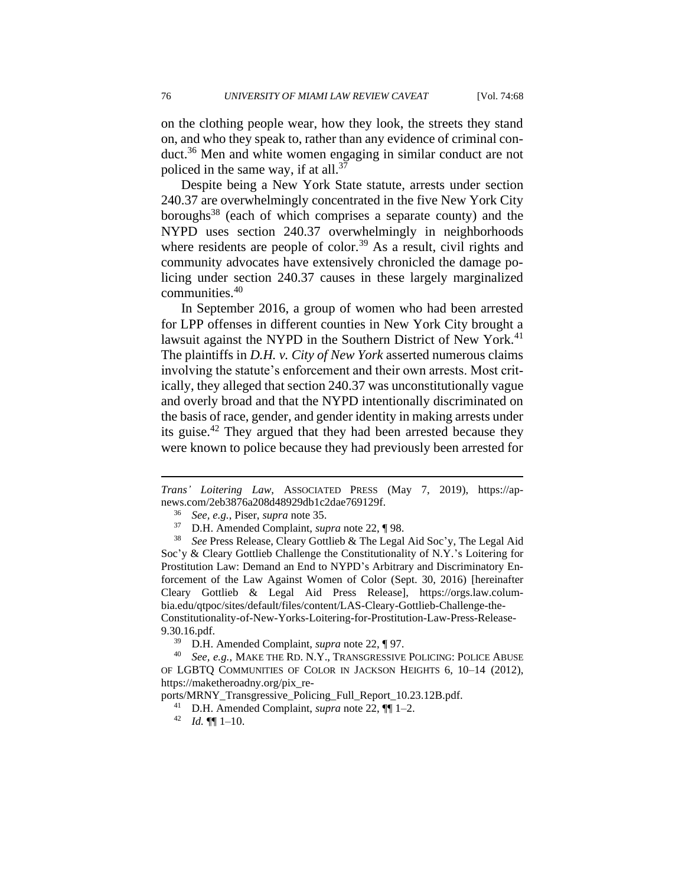on the clothing people wear, how they look, the streets they stand on, and who they speak to, rather than any evidence of criminal conduct.[36] Men and white women engaging in similar conduct are not policed in the same way, if at all.[37]

Despite being a New York State statute, arrests under section 240.37 are overwhelmingly concentrated in the five New York City boroughs[38] (each of which comprises a separate county) and the NYPD uses section 240.37 overwhelmingly in neighborhoods where residents are people of color.[39] As a result, civil rights and community advocates have extensively chronicled the damage policing under section 240.37 causes in these largely marginalized communities.[40]

In September 2016, a group of women who had been arrested for LPP offenses in different counties in New York City brought a lawsuit against the NYPD in the Southern District of New York.[41] The plaintiffs in *D.H. v. City of New York* asserted numerous claims involving the statute's enforcement and their own arrests. Most critically, they alleged that section 240.37 was unconstitutionally vague and overly broad and that the NYPD intentionally discriminated on the basis of race, gender, and gender identity in making arrests under its guise.[42] They argued that they had been arrested because they were known to police because they had previously been arrested for

---

*Trans' Loitering Law*, ASSOCIATED PRESS (May 7, 2019), https://apnews.com/2eb3876a208d48929db1c2dae769129f.

[36] *See, e.g.*, Piser, *supra* note 35.

[37] D.H. Amended Complaint, *supra* note 22, ¶ 98.

[38] *See* Press Release, Cleary Gottlieb & The Legal Aid Soc'y, The Legal Aid Soc'y & Cleary Gottlieb Challenge the Constitutionality of N.Y.'s Loitering for Prostitution Law: Demand an End to NYPD's Arbitrary and Discriminatory Enforcement of the Law Against Women of Color (Sept. 30, 2016) [hereinafter Cleary Gottlieb & Legal Aid Press Release], https://orgs.law.columbia.edu/qtpoc/sites/default/files/content/LAS-Cleary-Gottlieb-Challenge-the-Constitutionality-of-New-Yorks-Loitering-for-Prostitution-Law-Press-Release-9.30.16.pdf.

[39] D.H. Amended Complaint, *supra* note 22, ¶ 97.

[40] *See, e.g.*, MAKE THE RD. N.Y., TRANSGRESSIVE POLICING: POLICE ABUSE OF LGBTQ COMMUNITIES OF COLOR IN JACKSON HEIGHTS 6, 10–14 (2012), https://maketheroadny.org/pix_reports/MRNY_Transgressive_Policing_Full_Report_10.23.12B.pdf.

[41] D.H. Amended Complaint, *supra* note 22, ¶¶ 1–2.

[42] *Id.* ¶¶ 1–10.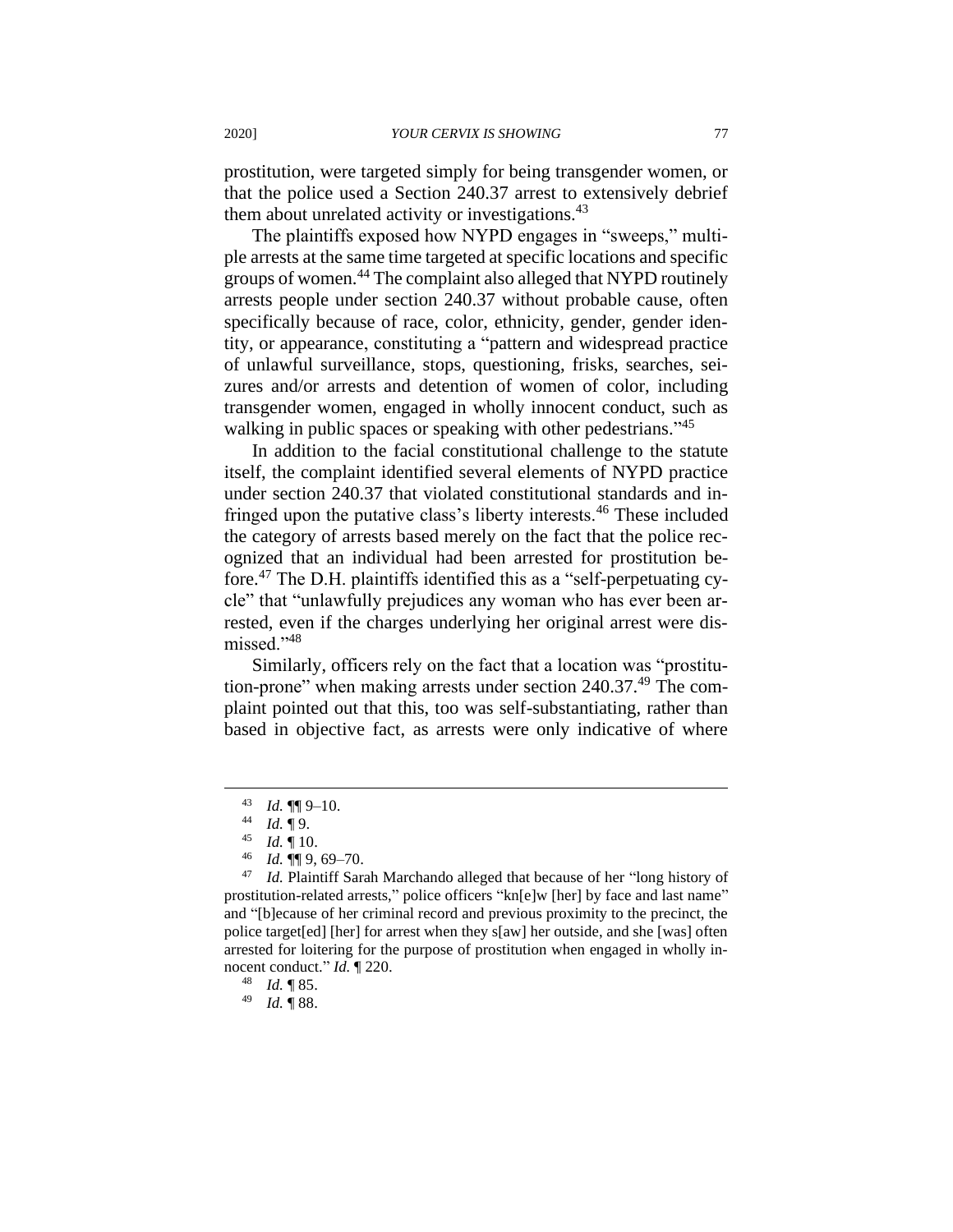prostitution, were targeted simply for being transgender women, or that the police used a Section 240.37 arrest to extensively debrief them about unrelated activity or investigations.[43]

The plaintiffs exposed how NYPD engages in "sweeps," multiple arrests at the same time targeted at specific locations and specific groups of women.[44] The complaint also alleged that NYPD routinely arrests people under section 240.37 without probable cause, often specifically because of race, color, ethnicity, gender, gender identity, or appearance, constituting a "pattern and widespread practice of unlawful surveillance, stops, questioning, frisks, searches, seizures and/or arrests and detention of women of color, including transgender women, engaged in wholly innocent conduct, such as walking in public spaces or speaking with other pedestrians."[45]

In addition to the facial constitutional challenge to the statute itself, the complaint identified several elements of NYPD practice under section 240.37 that violated constitutional standards and infringed upon the putative class's liberty interests.[46] These included the category of arrests based merely on the fact that the police recognized that an individual had been arrested for prostitution before.[47] The D.H. plaintiffs identified this as a "self-perpetuating cycle" that "unlawfully prejudices any woman who has ever been arrested, even if the charges underlying her original arrest were dismissed."[48]

Similarly, officers rely on the fact that a location was "prostitution-prone" when making arrests under section 240.37.[49] The complaint pointed out that this, too was self-substantiating, rather than based in objective fact, as arrests were only indicative of where

---

[43] *Id.* ¶¶ 9–10.

[44] *Id.* ¶ 9.

[45] *Id.* ¶ 10.

[46] *Id.* ¶¶ 9, 69–70.

[47] *Id.* Plaintiff Sarah Marchando alleged that because of her "long history of prostitution-related arrests," police officers "kn[e]w [her] by face and last name" and "[b]ecause of her criminal record and previous proximity to the precinct, the police target[ed] [her] for arrest when they s[aw] her outside, and she [was] often arrested for loitering for the purpose of prostitution when engaged in wholly innocent conduct." *Id.* ¶ 220.

[48] *Id.* ¶ 85.

[49] *Id.* ¶ 88.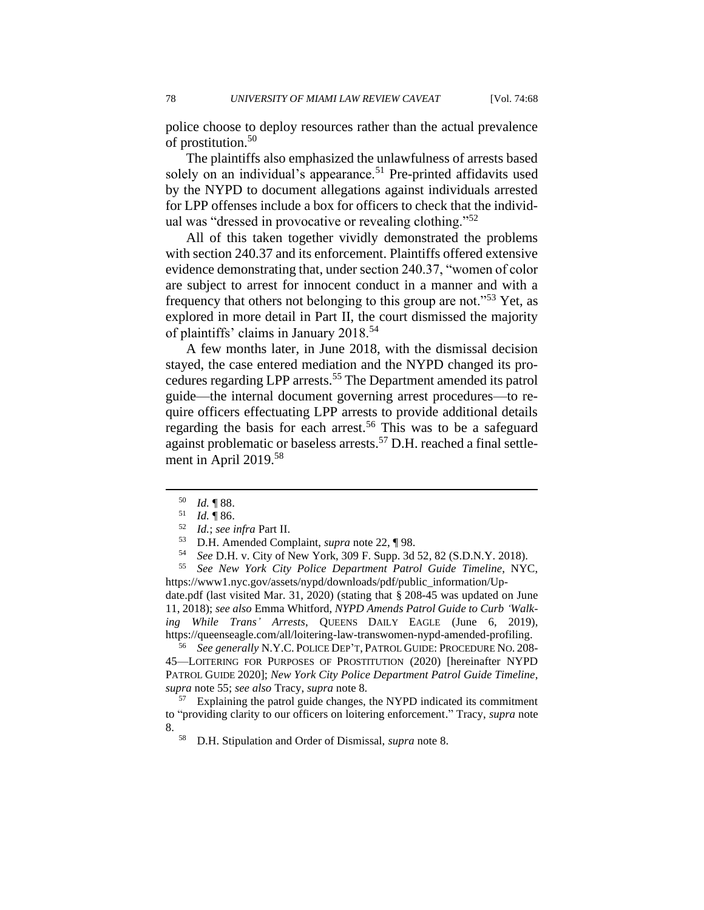police choose to deploy resources rather than the actual prevalence of prostitution.[50]

The plaintiffs also emphasized the unlawfulness of arrests based solely on an individual's appearance.[51] Pre-printed affidavits used by the NYPD to document allegations against individuals arrested for LPP offenses include a box for officers to check that the individual was "dressed in provocative or revealing clothing."[52]

All of this taken together vividly demonstrated the problems with section 240.37 and its enforcement. Plaintiffs offered extensive evidence demonstrating that, under section 240.37, "women of color are subject to arrest for innocent conduct in a manner and with a frequency that others not belonging to this group are not."[53] Yet, as explored in more detail in Part II, the court dismissed the majority of plaintiffs' claims in January 2018.[54]

A few months later, in June 2018, with the dismissal decision stayed, the case entered mediation and the NYPD changed its procedures regarding LPP arrests.[55] The Department amended its patrol guide—the internal document governing arrest procedures—to require officers effectuating LPP arrests to provide additional details regarding the basis for each arrest.[56] This was to be a safeguard against problematic or baseless arrests.[57] D.H. reached a final settlement in April 2019.[58]

---

[50] *Id.* ¶ 88.

[51] *Id.* ¶ 86.

[52] *Id.*; *see infra* Part II.

[53] D.H. Amended Complaint, *supra* note 22, ¶ 98.

[54] *See* D.H. v. City of New York, 309 F. Supp. 3d 52, 82 (S.D.N.Y. 2018).

[55] *See New York City Police Department Patrol Guide Timeline*, NYC, https://www1.nyc.gov/assets/nypd/downloads/pdf/public_information/Update.pdf (last visited Mar. 31, 2020) (stating that § 208-45 was updated on June 11, 2018); *see also* Emma Whitford, *NYPD Amends Patrol Guide to Curb 'Walking While Trans' Arrests*, QUEENS DAILY EAGLE (June 6, 2019), https://queenseagle.com/all/loitering-law-transwomen-nypd-amended-profiling.

[56] *See generally* N.Y.C. POLICE DEP'T, PATROL GUIDE: PROCEDURE NO. 208-45—LOITERING FOR PURPOSES OF PROSTITUTION (2020) [hereinafter NYPD PATROL GUIDE 2020]; *New York City Police Department Patrol Guide Timeline*, *supra* note 55; *see also* Tracy, *supra* note 8.

[57] Explaining the patrol guide changes, the NYPD indicated its commitment to "providing clarity to our officers on loitering enforcement." Tracy, *supra* note 8.

[58] D.H. Stipulation and Order of Dismissal, *supra* note 8.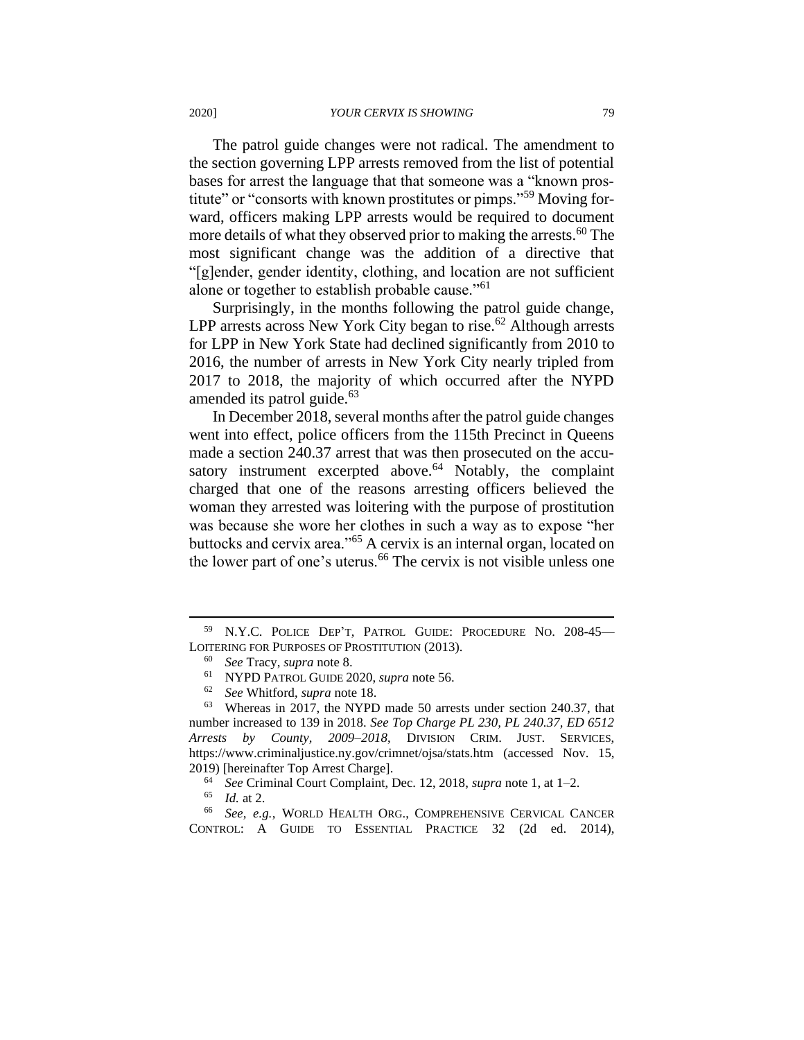The patrol guide changes were not radical. The amendment to the section governing LPP arrests removed from the list of potential bases for arrest the language that that someone was a "known prostitute" or "consorts with known prostitutes or pimps."[59] Moving forward, officers making LPP arrests would be required to document more details of what they observed prior to making the arrests.[60] The most significant change was the addition of a directive that "[g]ender, gender identity, clothing, and location are not sufficient alone or together to establish probable cause."[61]

Surprisingly, in the months following the patrol guide change, LPP arrests across New York City began to rise.[62] Although arrests for LPP in New York State had declined significantly from 2010 to 2016, the number of arrests in New York City nearly tripled from 2017 to 2018, the majority of which occurred after the NYPD amended its patrol guide.[63]

In December 2018, several months after the patrol guide changes went into effect, police officers from the 115th Precinct in Queens made a section 240.37 arrest that was then prosecuted on the accusatory instrument excerpted above.[64] Notably, the complaint charged that one of the reasons arresting officers believed the woman they arrested was loitering with the purpose of prostitution was because she wore her clothes in such a way as to expose "her buttocks and cervix area."[65] A cervix is an internal organ, located on the lower part of one's uterus.[66] The cervix is not visible unless one

---

[59] N.Y.C. POLICE DEP'T, PATROL GUIDE: PROCEDURE NO. 208-45—LOITERING FOR PURPOSES OF PROSTITUTION (2013).

[60] *See* Tracy, *supra* note 8.

[61] NYPD PATROL GUIDE 2020, *supra* note 56.

[62] *See* Whitford, *supra* note 18.

[63] Whereas in 2017, the NYPD made 50 arrests under section 240.37, that number increased to 139 in 2018. *See Top Charge PL 230, PL 240.37, ED 6512 Arrests by County, 2009–2018*, DIVISION CRIM. JUST. SERVICES, https://www.criminaljustice.ny.gov/crimnet/ojsa/stats.htm (accessed Nov. 15, 2019) [hereinafter Top Arrest Charge].

[64] *See* Criminal Court Complaint, Dec. 12, 2018, *supra* note 1, at 1–2.

[65] *Id.* at 2.

[66] *See, e.g.*, WORLD HEALTH ORG., COMPREHENSIVE CERVICAL CANCER CONTROL: A GUIDE TO ESSENTIAL PRACTICE 32 (2d ed. 2014),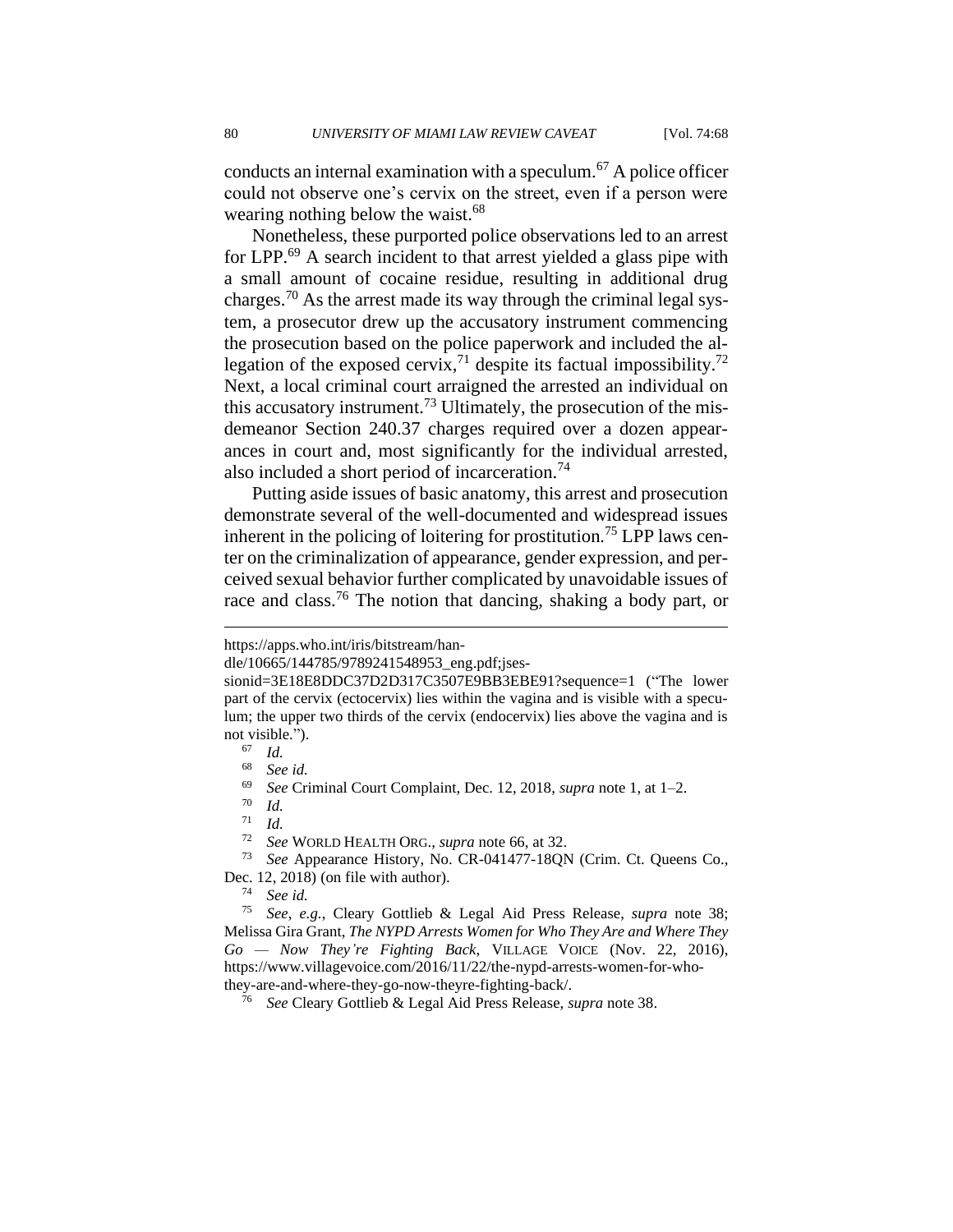conducts an internal examination with a speculum.[67] A police officer could not observe one's cervix on the street, even if a person were wearing nothing below the waist.[68]

Nonetheless, these purported police observations led to an arrest for LPP.[69] A search incident to that arrest yielded a glass pipe with a small amount of cocaine residue, resulting in additional drug charges.[70] As the arrest made its way through the criminal legal system, a prosecutor drew up the accusatory instrument commencing the prosecution based on the police paperwork and included the allegation of the exposed cervix,[71] despite its factual impossibility.[72] Next, a local criminal court arraigned the arrested an individual on this accusatory instrument.[73] Ultimately, the prosecution of the misdemeanor Section 240.37 charges required over a dozen appearances in court and, most significantly for the individual arrested, also included a short period of incarceration.[74]

Putting aside issues of basic anatomy, this arrest and prosecution demonstrate several of the well-documented and widespread issues inherent in the policing of loitering for prostitution.[75] LPP laws center on the criminalization of appearance, gender expression, and perceived sexual behavior further complicated by unavoidable issues of race and class.[76] The notion that dancing, shaking a body part, or

---

https://apps.who.int/iris/bitstream/handle/10665/144785/9789241548953_eng.pdf;jsessionid=3E18E8DDC37D2D317C3507E9BB3EBE91?sequence=1 ("The lower part of the cervix (ectocervix) lies within the vagina and is visible with a speculum; the upper two thirds of the cervix (endocervix) lies above the vagina and is not visible.").

[67] *Id.*

[68] *See id.*

[69] *See* Criminal Court Complaint, Dec. 12, 2018, *supra* note 1, at 1–2.

[70] *Id.*

[71] *Id.*

[72] *See* WORLD HEALTH ORG., *supra* note 66, at 32.

[73] *See* Appearance History, No. CR-041477-18QN (Crim. Ct. Queens Co., Dec. 12, 2018) (on file with author).

[74] *See id.*

[75] *See, e.g.*, Cleary Gottlieb & Legal Aid Press Release, *supra* note 38; Melissa Gira Grant, *The NYPD Arrests Women for Who They Are and Where They Go — Now They're Fighting Back*, VILLAGE VOICE (Nov. 22, 2016), https://www.villagevoice.com/2016/11/22/the-nypd-arrests-women-for-who-they-are-and-where-they-go-now-theyre-fighting-back/.

[76] *See* Cleary Gottlieb & Legal Aid Press Release, *supra* note 38.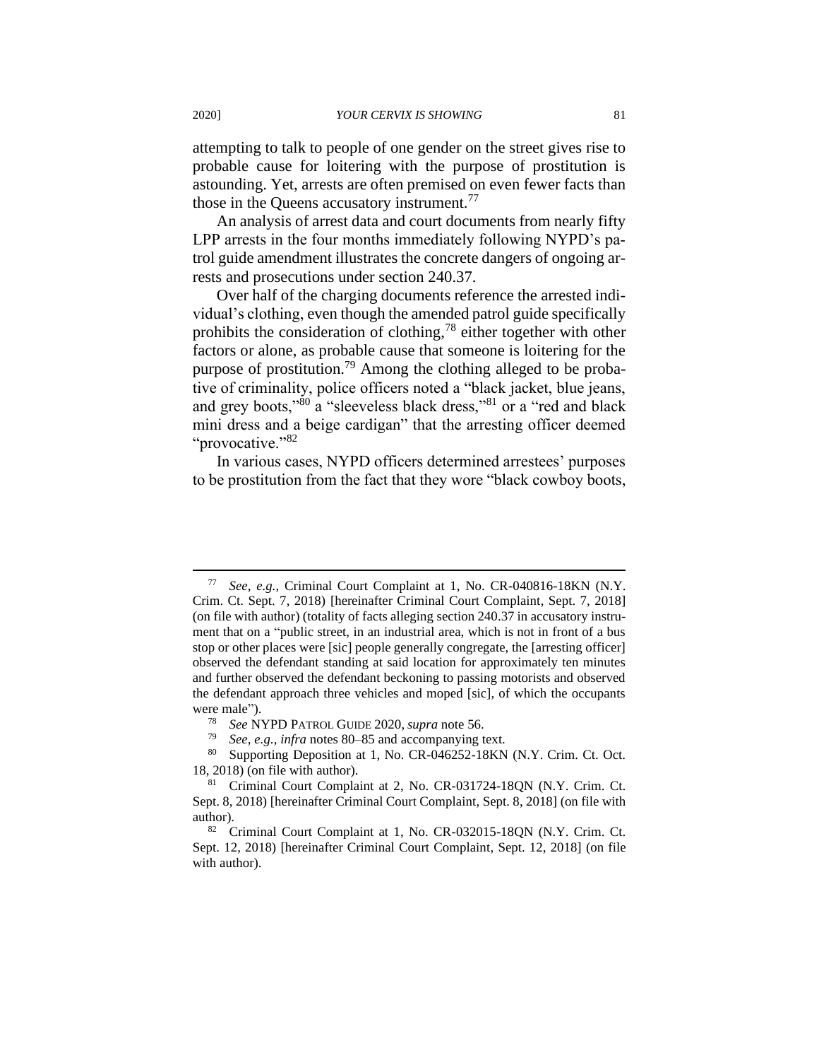attempting to talk to people of one gender on the street gives rise to probable cause for loitering with the purpose of prostitution is astounding. Yet, arrests are often premised on even fewer facts than those in the Queens accusatory instrument.[77]

An analysis of arrest data and court documents from nearly fifty LPP arrests in the four months immediately following NYPD's patrol guide amendment illustrates the concrete dangers of ongoing arrests and prosecutions under section 240.37.

Over half of the charging documents reference the arrested individual's clothing, even though the amended patrol guide specifically prohibits the consideration of clothing,[78] either together with other factors or alone, as probable cause that someone is loitering for the purpose of prostitution.[79] Among the clothing alleged to be probative of criminality, police officers noted a "black jacket, blue jeans, and grey boots,"[80] a "sleeveless black dress,"[81] or a "red and black mini dress and a beige cardigan" that the arresting officer deemed "provocative."[82]

In various cases, NYPD officers determined arrestees' purposes to be prostitution from the fact that they wore "black cowboy boots,

---

[77] *See, e.g.*, Criminal Court Complaint at 1, No. CR-040816-18KN (N.Y. Crim. Ct. Sept. 7, 2018) [hereinafter Criminal Court Complaint, Sept. 7, 2018] (on file with author) (totality of facts alleging section 240.37 in accusatory instrument that on a "public street, in an industrial area, which is not in front of a bus stop or other places were [sic] people generally congregate, the [arresting officer] observed the defendant standing at said location for approximately ten minutes and further observed the defendant beckoning to passing motorists and observed the defendant approach three vehicles and moped [sic], of which the occupants were male").

[78] *See* NYPD PATROL GUIDE 2020, *supra* note 56.

[79] *See, e.g.*, *infra* notes 80–85 and accompanying text.

[80] Supporting Deposition at 1, No. CR-046252-18KN (N.Y. Crim. Ct. Oct. 18, 2018) (on file with author).

[81] Criminal Court Complaint at 2, No. CR-031724-18QN (N.Y. Crim. Ct. Sept. 8, 2018) [hereinafter Criminal Court Complaint, Sept. 8, 2018] (on file with author).

[82] Criminal Court Complaint at 1, No. CR-032015-18QN (N.Y. Crim. Ct. Sept. 12, 2018) [hereinafter Criminal Court Complaint, Sept. 12, 2018] (on file with author).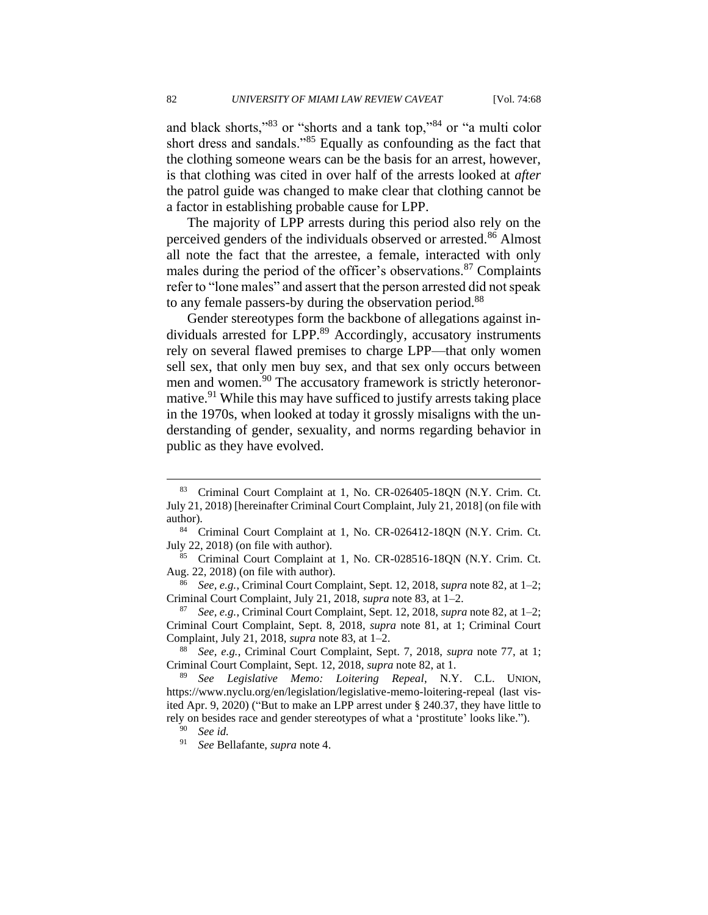and black shorts,"[83] or "shorts and a tank top,"[84] or "a multi color short dress and sandals."[85] Equally as confounding as the fact that the clothing someone wears can be the basis for an arrest, however, is that clothing was cited in over half of the arrests looked at *after* the patrol guide was changed to make clear that clothing cannot be a factor in establishing probable cause for LPP.

The majority of LPP arrests during this period also rely on the perceived genders of the individuals observed or arrested.[86] Almost all note the fact that the arrestee, a female, interacted with only males during the period of the officer's observations.[87] Complaints refer to "lone males" and assert that the person arrested did not speak to any female passers-by during the observation period.[88]

Gender stereotypes form the backbone of allegations against individuals arrested for LPP.[89] Accordingly, accusatory instruments rely on several flawed premises to charge LPP—that only women sell sex, that only men buy sex, and that sex only occurs between men and women.[90] The accusatory framework is strictly heteronormative.[91] While this may have sufficed to justify arrests taking place in the 1970s, when looked at today it grossly misaligns with the understanding of gender, sexuality, and norms regarding behavior in public as they have evolved.

---

[83] Criminal Court Complaint at 1, No. CR-026405-18QN (N.Y. Crim. Ct. July 21, 2018) [hereinafter Criminal Court Complaint, July 21, 2018] (on file with author).

[84] Criminal Court Complaint at 1, No. CR-026412-18QN (N.Y. Crim. Ct. July 22, 2018) (on file with author).

[85] Criminal Court Complaint at 1, No. CR-028516-18QN (N.Y. Crim. Ct. Aug. 22, 2018) (on file with author).

[86] *See, e.g.*, Criminal Court Complaint, Sept. 12, 2018, *supra* note 82, at 1–2; Criminal Court Complaint, July 21, 2018, *supra* note 83, at 1–2.

[87] *See, e.g.*, Criminal Court Complaint, Sept. 12, 2018, *supra* note 82, at 1–2; Criminal Court Complaint, Sept. 8, 2018, *supra* note 81, at 1; Criminal Court Complaint, July 21, 2018, *supra* note 83, at 1–2.

[88] *See, e.g.*, Criminal Court Complaint, Sept. 7, 2018, *supra* note 77, at 1; Criminal Court Complaint, Sept. 12, 2018, *supra* note 82, at 1.

[89] *See Legislative Memo: Loitering Repeal*, N.Y. C.L. UNION, https://www.nyclu.org/en/legislation/legislative-memo-loitering-repeal (last visited Apr. 9, 2020) ("But to make an LPP arrest under § 240.37, they have little to rely on besides race and gender stereotypes of what a 'prostitute' looks like.").

[90] *See id.*

[91] *See* Bellafante, *supra* note 4.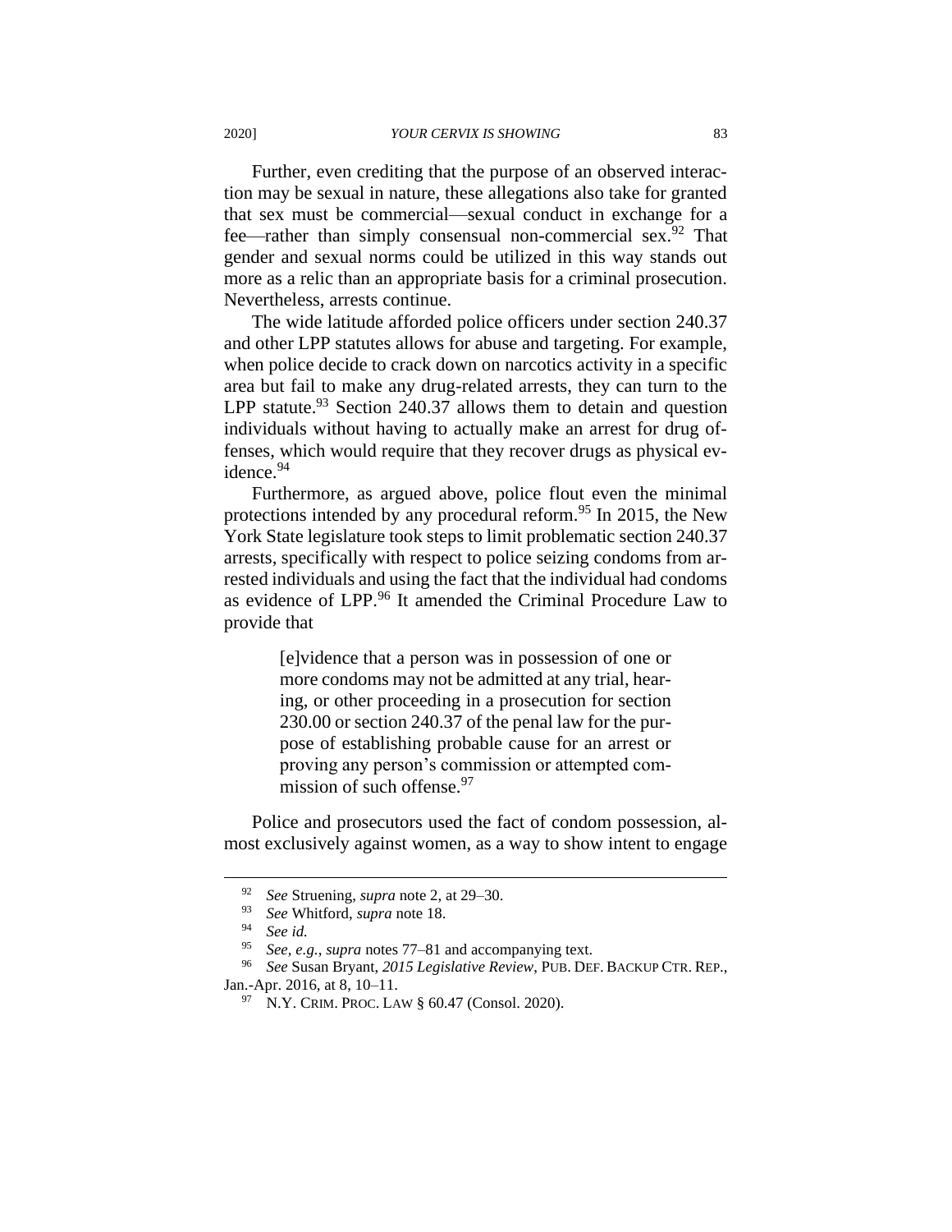Further, even crediting that the purpose of an observed interaction may be sexual in nature, these allegations also take for granted that sex must be commercial—sexual conduct in exchange for a fee—rather than simply consensual non-commercial sex.[92] That gender and sexual norms could be utilized in this way stands out more as a relic than an appropriate basis for a criminal prosecution. Nevertheless, arrests continue.

The wide latitude afforded police officers under section 240.37 and other LPP statutes allows for abuse and targeting. For example, when police decide to crack down on narcotics activity in a specific area but fail to make any drug-related arrests, they can turn to the LPP statute.[93] Section 240.37 allows them to detain and question individuals without having to actually make an arrest for drug offenses, which would require that they recover drugs as physical evidence.[94]

Furthermore, as argued above, police flout even the minimal protections intended by any procedural reform.[95] In 2015, the New York State legislature took steps to limit problematic section 240.37 arrests, specifically with respect to police seizing condoms from arrested individuals and using the fact that the individual had condoms as evidence of LPP.[96] It amended the Criminal Procedure Law to provide that

> [e]vidence that a person was in possession of one or more condoms may not be admitted at any trial, hearing, or other proceeding in a prosecution for section 230.00 or section 240.37 of the penal law for the purpose of establishing probable cause for an arrest or proving any person's commission or attempted commission of such offense.[97]

Police and prosecutors used the fact of condom possession, almost exclusively against women, as a way to show intent to engage

---

[92] *See* Struening, *supra* note 2, at 29–30.

[93] *See* Whitford, *supra* note 18.

[94] *See id.*

[95] *See, e.g.*, *supra* notes 77–81 and accompanying text.

[96] *See* Susan Bryant, *2015 Legislative Review*, PUB. DEF. BACKUP CTR. REP., Jan.-Apr. 2016, at 8, 10–11.

[97] N.Y. CRIM. PROC. LAW § 60.47 (Consol. 2020).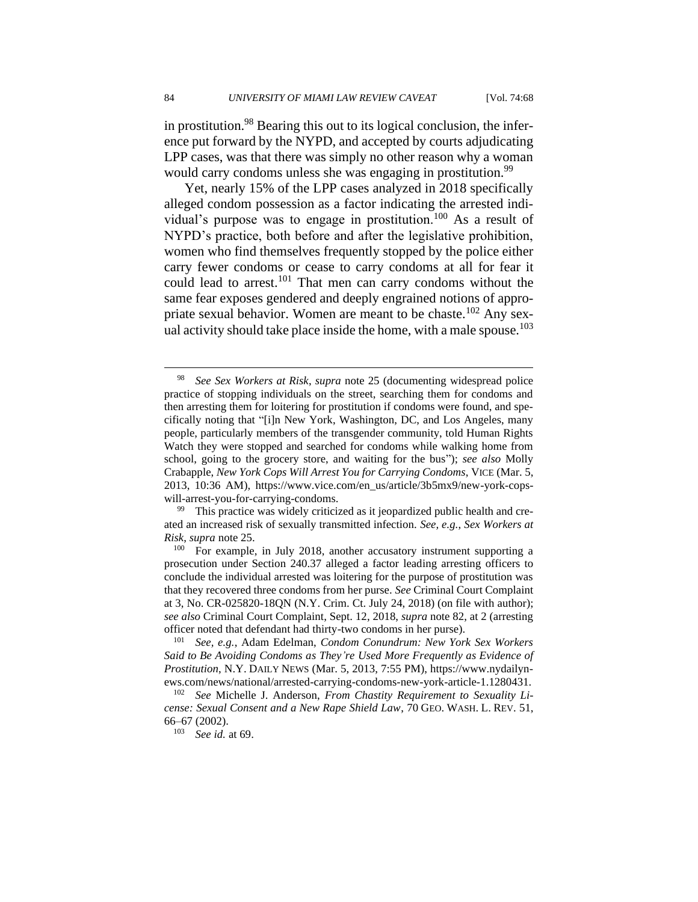in prostitution.[98] Bearing this out to its logical conclusion, the inference put forward by the NYPD, and accepted by courts adjudicating LPP cases, was that there was simply no other reason why a woman would carry condoms unless she was engaging in prostitution.[99]

Yet, nearly 15% of the LPP cases analyzed in 2018 specifically alleged condom possession as a factor indicating the arrested individual's purpose was to engage in prostitution.[100] As a result of NYPD's practice, both before and after the legislative prohibition, women who find themselves frequently stopped by the police either carry fewer condoms or cease to carry condoms at all for fear it could lead to arrest.[101] That men can carry condoms without the same fear exposes gendered and deeply engrained notions of appropriate sexual behavior. Women are meant to be chaste.[102] Any sexual activity should take place inside the home, with a male spouse.[103]

---

[98] *See Sex Workers at Risk*, *supra* note 25 (documenting widespread police practice of stopping individuals on the street, searching them for condoms and then arresting them for loitering for prostitution if condoms were found, and specifically noting that "[i]n New York, Washington, DC, and Los Angeles, many people, particularly members of the transgender community, told Human Rights Watch they were stopped and searched for condoms while walking home from school, going to the grocery store, and waiting for the bus"); *see also* Molly Crabapple, *New York Cops Will Arrest You for Carrying Condoms*, VICE (Mar. 5, 2013, 10:36 AM), https://www.vice.com/en_us/article/3b5mx9/new-york-cops-will-arrest-you-for-carrying-condoms.

[99] This practice was widely criticized as it jeopardized public health and created an increased risk of sexually transmitted infection. *See, e.g.*, *Sex Workers at Risk*, *supra* note 25.

[100] For example, in July 2018, another accusatory instrument supporting a prosecution under Section 240.37 alleged a factor leading arresting officers to conclude the individual arrested was loitering for the purpose of prostitution was that they recovered three condoms from her purse. *See* Criminal Court Complaint at 3, No. CR-025820-18QN (N.Y. Crim. Ct. July 24, 2018) (on file with author); *see also* Criminal Court Complaint, Sept. 12, 2018, *supra* note 82, at 2 (arresting officer noted that defendant had thirty-two condoms in her purse).

[101] *See, e.g.*, Adam Edelman, *Condom Conundrum: New York Sex Workers Said to Be Avoiding Condoms as They're Used More Frequently as Evidence of Prostitution*, N.Y. DAILY NEWS (Mar. 5, 2013, 7:55 PM), https://www.nydailynews.com/news/national/arrested-carrying-condoms-new-york-article-1.1280431.

[102] *See* Michelle J. Anderson, *From Chastity Requirement to Sexuality License: Sexual Consent and a New Rape Shield Law*, 70 GEO. WASH. L. REV. 51, 66–67 (2002).

[103] *See id.* at 69.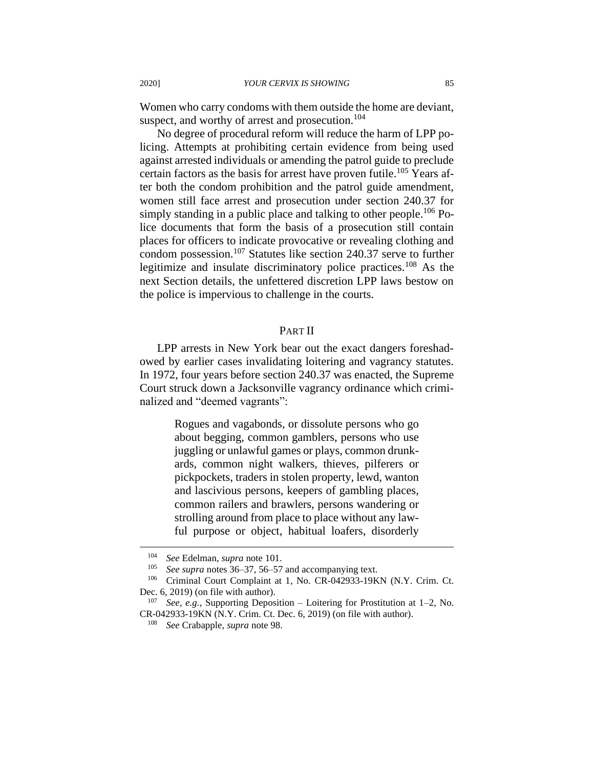Women who carry condoms with them outside the home are deviant, suspect, and worthy of arrest and prosecution.[104]

No degree of procedural reform will reduce the harm of LPP policing. Attempts at prohibiting certain evidence from being used against arrested individuals or amending the patrol guide to preclude certain factors as the basis for arrest have proven futile.[105] Years after both the condom prohibition and the patrol guide amendment, women still face arrest and prosecution under section 240.37 for simply standing in a public place and talking to other people.[106] Police documents that form the basis of a prosecution still contain places for officers to indicate provocative or revealing clothing and condom possession.[107] Statutes like section 240.37 serve to further legitimize and insulate discriminatory police practices.[108] As the next Section details, the unfettered discretion LPP laws bestow on the police is impervious to challenge in the courts.

## PART II

LPP arrests in New York bear out the exact dangers foreshadowed by earlier cases invalidating loitering and vagrancy statutes. In 1972, four years before section 240.37 was enacted, the Supreme Court struck down a Jacksonville vagrancy ordinance which criminalized and "deemed vagrants":

> Rogues and vagabonds, or dissolute persons who go about begging, common gamblers, persons who use juggling or unlawful games or plays, common drunkards, common night walkers, thieves, pilferers or pickpockets, traders in stolen property, lewd, wanton and lascivious persons, keepers of gambling places, common railers and brawlers, persons wandering or strolling around from place to place without any lawful purpose or object, habitual loafers, disorderly

---

[104] *See* Edelman, *supra* note 101.

[105] *See supra* notes 36–37, 56–57 and accompanying text.

[106] Criminal Court Complaint at 1, No. CR-042933-19KN (N.Y. Crim. Ct. Dec. 6, 2019) (on file with author).

[107] *See, e.g.*, Supporting Deposition – Loitering for Prostitution at 1–2, No. CR-042933-19KN (N.Y. Crim. Ct. Dec. 6, 2019) (on file with author).

[108] *See* Crabapple, *supra* note 98.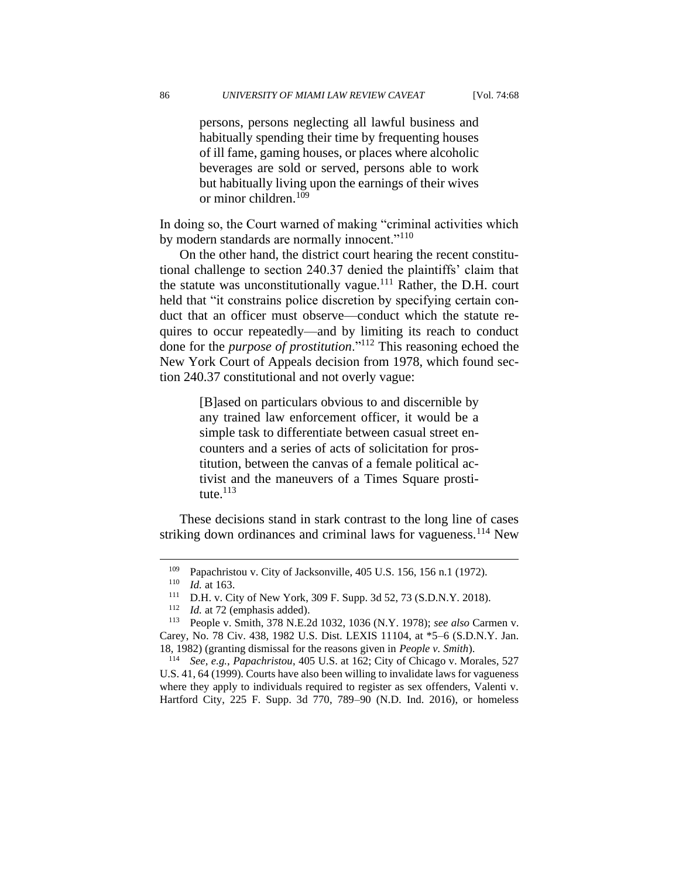> persons, persons neglecting all lawful business and habitually spending their time by frequenting houses of ill fame, gaming houses, or places where alcoholic beverages are sold or served, persons able to work but habitually living upon the earnings of their wives or minor children.[109]

In doing so, the Court warned of making "criminal activities which by modern standards are normally innocent."[110]

On the other hand, the district court hearing the recent constitutional challenge to section 240.37 denied the plaintiffs' claim that the statute was unconstitutionally vague.[111] Rather, the D.H. court held that "it constrains police discretion by specifying certain conduct that an officer must observe—conduct which the statute requires to occur repeatedly—and by limiting its reach to conduct done for the *purpose of prostitution*."[112] This reasoning echoed the New York Court of Appeals decision from 1978, which found section 240.37 constitutional and not overly vague:

> [B]ased on particulars obvious to and discernible by any trained law enforcement officer, it would be a simple task to differentiate between casual street encounters and a series of acts of solicitation for prostitution, between the canvas of a female political activist and the maneuvers of a Times Square prostitute.[113]

These decisions stand in stark contrast to the long line of cases striking down ordinances and criminal laws for vagueness.[114] New

---

[109] Papachristou v. City of Jacksonville, 405 U.S. 156, 156 n.1 (1972).

[110] *Id.* at 163.

[111] D.H. v. City of New York, 309 F. Supp. 3d 52, 73 (S.D.N.Y. 2018).

[112] *Id.* at 72 (emphasis added).

[113] People v. Smith, 378 N.E.2d 1032, 1036 (N.Y. 1978); *see also* Carmen v. Carey, No. 78 Civ. 438, 1982 U.S. Dist. LEXIS 11104, at *5–6 (S.D.N.Y. Jan. 18, 1982) (granting dismissal for the reasons given in *People v. Smith*).

[114] *See, e.g.*, *Papachristou*, 405 U.S. at 162; City of Chicago v. Morales, 527 U.S. 41, 64 (1999). Courts have also been willing to invalidate laws for vagueness where they apply to individuals required to register as sex offenders, Valenti v. Hartford City, 225 F. Supp. 3d 770, 789–90 (N.D. Ind. 2016), or homeless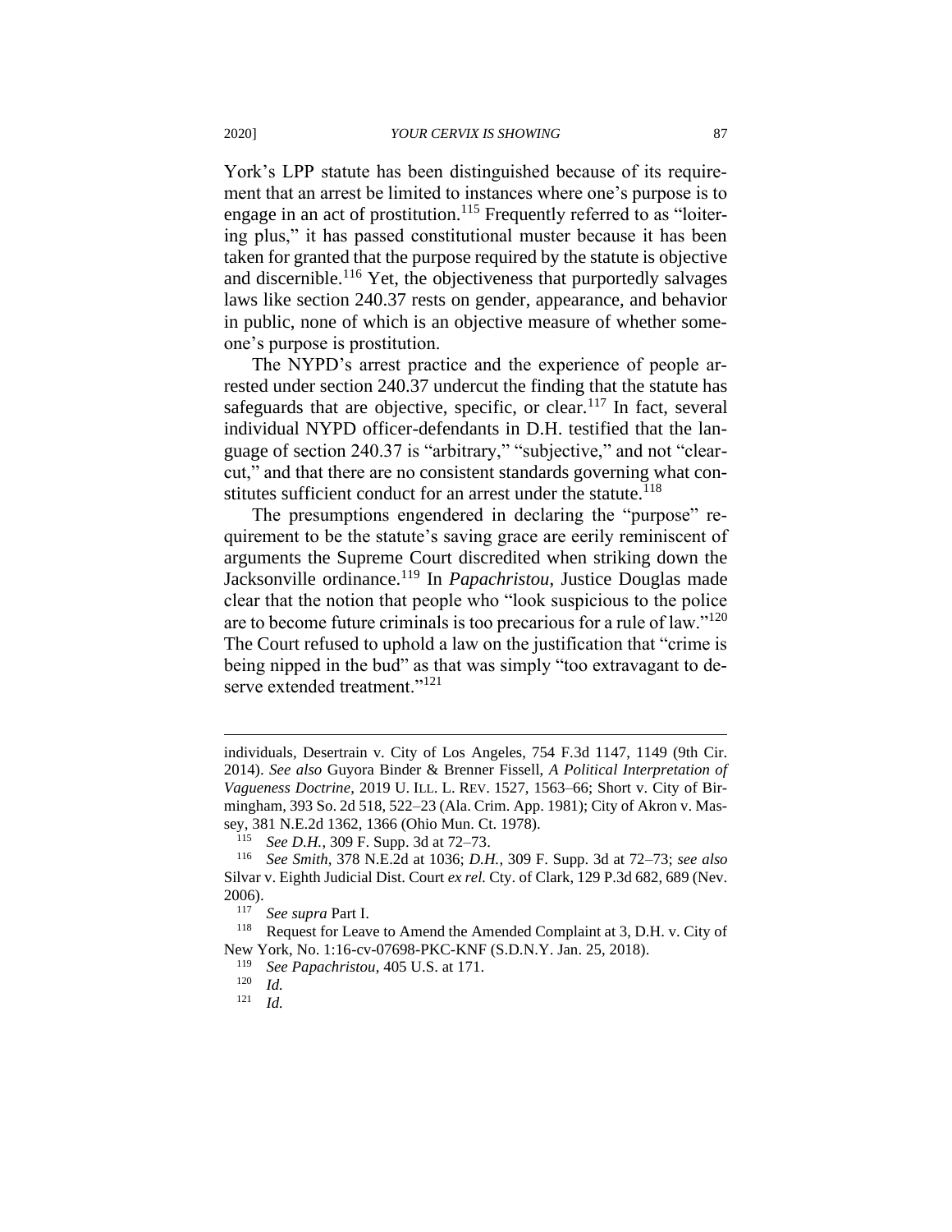York's LPP statute has been distinguished because of its requirement that an arrest be limited to instances where one's purpose is to engage in an act of prostitution.[115] Frequently referred to as "loitering plus," it has passed constitutional muster because it has been taken for granted that the purpose required by the statute is objective and discernible.[116] Yet, the objectiveness that purportedly salvages laws like section 240.37 rests on gender, appearance, and behavior in public, none of which is an objective measure of whether someone's purpose is prostitution.

The NYPD's arrest practice and the experience of people arrested under section 240.37 undercut the finding that the statute has safeguards that are objective, specific, or clear.[117] In fact, several individual NYPD officer-defendants in D.H. testified that the language of section 240.37 is "arbitrary," "subjective," and not "clear-cut," and that there are no consistent standards governing what constitutes sufficient conduct for an arrest under the statute.[118]

The presumptions engendered in declaring the "purpose" requirement to be the statute's saving grace are eerily reminiscent of arguments the Supreme Court discredited when striking down the Jacksonville ordinance.[119] In *Papachristou*, Justice Douglas made clear that the notion that people who "look suspicious to the police are to become future criminals is too precarious for a rule of law."[120] The Court refused to uphold a law on the justification that "crime is being nipped in the bud" as that was simply "too extravagant to deserve extended treatment."[121]

---

individuals, Desertrain v. City of Los Angeles, 754 F.3d 1147, 1149 (9th Cir. 2014). *See also* Guyora Binder & Brenner Fissell, *A Political Interpretation of Vagueness Doctrine*, 2019 U. ILL. L. REV. 1527, 1563–66; Short v. City of Birmingham, 393 So. 2d 518, 522–23 (Ala. Crim. App. 1981); City of Akron v. Massey, 381 N.E.2d 1362, 1366 (Ohio Mun. Ct. 1978).

[115] *See D.H.*, 309 F. Supp. 3d at 72–73.

[116] *See Smith*, 378 N.E.2d at 1036; *D.H.*, 309 F. Supp. 3d at 72–73; *see also* Silvar v. Eighth Judicial Dist. Court *ex rel.* Cty. of Clark, 129 P.3d 682, 689 (Nev. 2006).

[117] *See supra* Part I.

[118] Request for Leave to Amend the Amended Complaint at 3, D.H. v. City of New York, No. 1:16-cv-07698-PKC-KNF (S.D.N.Y. Jan. 25, 2018).

[119] *See Papachristou*, 405 U.S. at 171.

[120] *Id.*

[121] *Id.*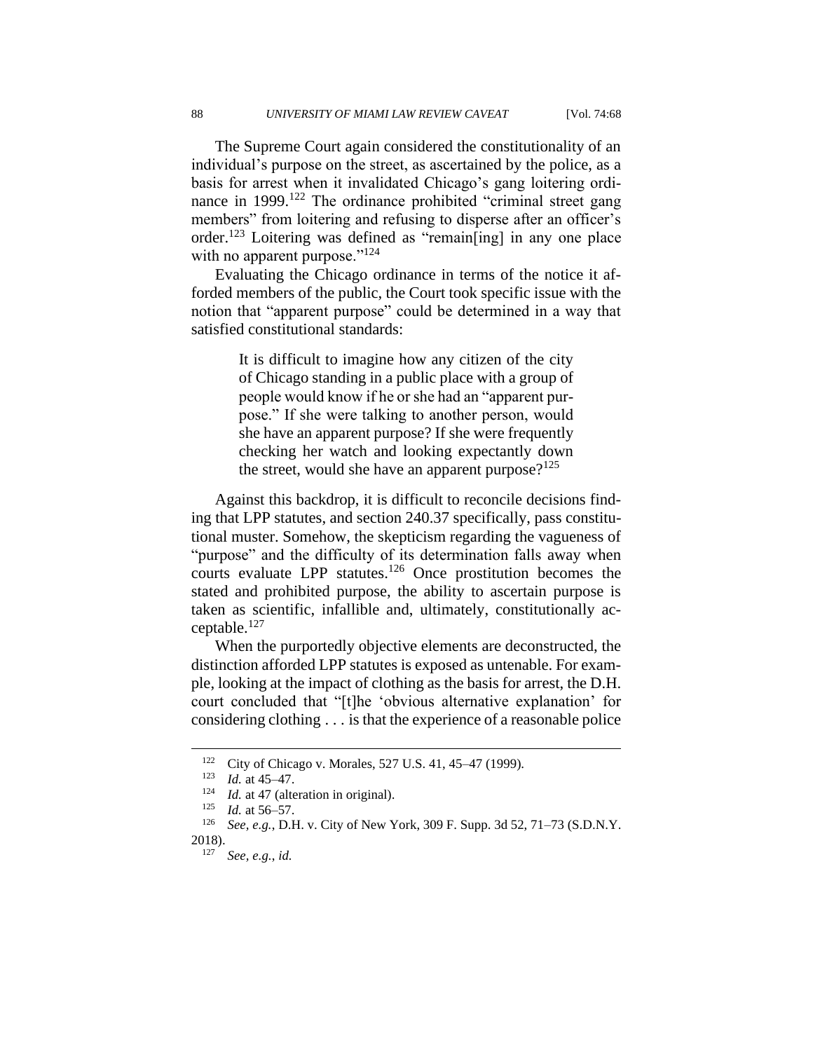The Supreme Court again considered the constitutionality of an individual's purpose on the street, as ascertained by the police, as a basis for arrest when it invalidated Chicago's gang loitering ordinance in 1999.[122] The ordinance prohibited "criminal street gang members" from loitering and refusing to disperse after an officer's order.[123] Loitering was defined as "remain[ing] in any one place with no apparent purpose."[124]

Evaluating the Chicago ordinance in terms of the notice it afforded members of the public, the Court took specific issue with the notion that "apparent purpose" could be determined in a way that satisfied constitutional standards:

> It is difficult to imagine how any citizen of the city of Chicago standing in a public place with a group of people would know if he or she had an "apparent purpose." If she were talking to another person, would she have an apparent purpose? If she were frequently checking her watch and looking expectantly down the street, would she have an apparent purpose?[125]

Against this backdrop, it is difficult to reconcile decisions finding that LPP statutes, and section 240.37 specifically, pass constitutional muster. Somehow, the skepticism regarding the vagueness of "purpose" and the difficulty of its determination falls away when courts evaluate LPP statutes.[126] Once prostitution becomes the stated and prohibited purpose, the ability to ascertain purpose is taken as scientific, infallible and, ultimately, constitutionally acceptable.[127]

When the purportedly objective elements are deconstructed, the distinction afforded LPP statutes is exposed as untenable. For example, looking at the impact of clothing as the basis for arrest, the D.H. court concluded that "[t]he 'obvious alternative explanation' for considering clothing . . . is that the experience of a reasonable police

[122] City of Chicago v. Morales, 527 U.S. 41, 45–47 (1999).

[123] *Id.* at 45–47.

[124] *Id.* at 47 (alteration in original).

[125] *Id.* at 56–57.

[126] *See, e.g.*, D.H. v. City of New York, 309 F. Supp. 3d 52, 71–73 (S.D.N.Y. 2018).

[127] *See, e.g.*, *id.*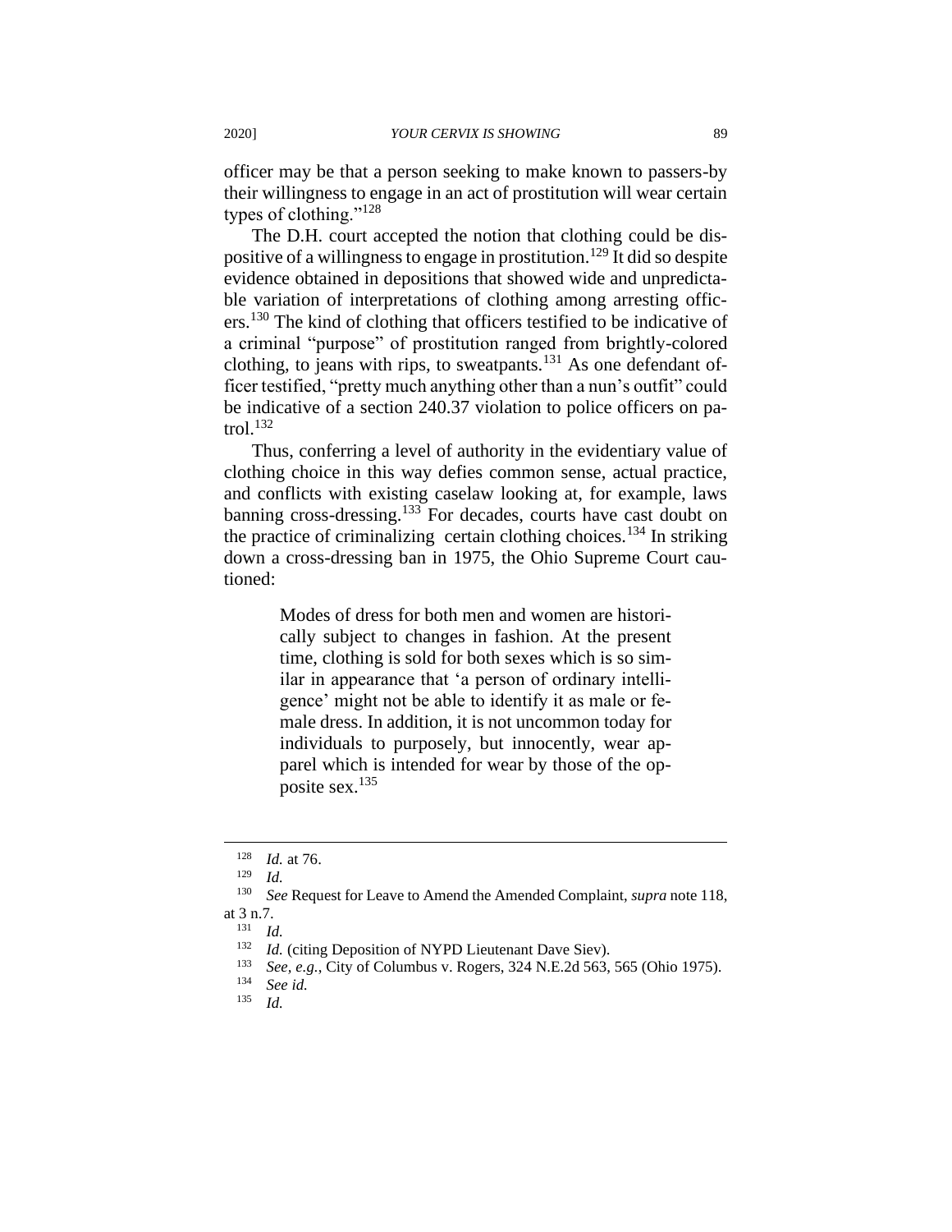officer may be that a person seeking to make known to passers-by their willingness to engage in an act of prostitution will wear certain types of clothing."[128]

The D.H. court accepted the notion that clothing could be dispositive of a willingness to engage in prostitution.[129] It did so despite evidence obtained in depositions that showed wide and unpredictable variation of interpretations of clothing among arresting officers.[130] The kind of clothing that officers testified to be indicative of a criminal "purpose" of prostitution ranged from brightly-colored clothing, to jeans with rips, to sweatpants.[131] As one defendant officer testified, "pretty much anything other than a nun's outfit" could be indicative of a section 240.37 violation to police officers on patrol.[132]

Thus, conferring a level of authority in the evidentiary value of clothing choice in this way defies common sense, actual practice, and conflicts with existing caselaw looking at, for example, laws banning cross-dressing.[133] For decades, courts have cast doubt on the practice of criminalizing certain clothing choices.[134] In striking down a cross-dressing ban in 1975, the Ohio Supreme Court cautioned:

> Modes of dress for both men and women are historically subject to changes in fashion. At the present time, clothing is sold for both sexes which is so similar in appearance that 'a person of ordinary intelligence' might not be able to identify it as male or female dress. In addition, it is not uncommon today for individuals to purposely, but innocently, wear apparel which is intended for wear by those of the opposite sex.[135]

---

[128] *Id.* at 76.

[129] *Id.*

[130] *See* Request for Leave to Amend the Amended Complaint, *supra* note 118, at 3 n.7.

[131] *Id.*

[132] *Id.* (citing Deposition of NYPD Lieutenant Dave Siev).

[133] *See, e.g.*, City of Columbus v. Rogers, 324 N.E.2d 563, 565 (Ohio 1975).

[134] *See id.*

[135] *Id.*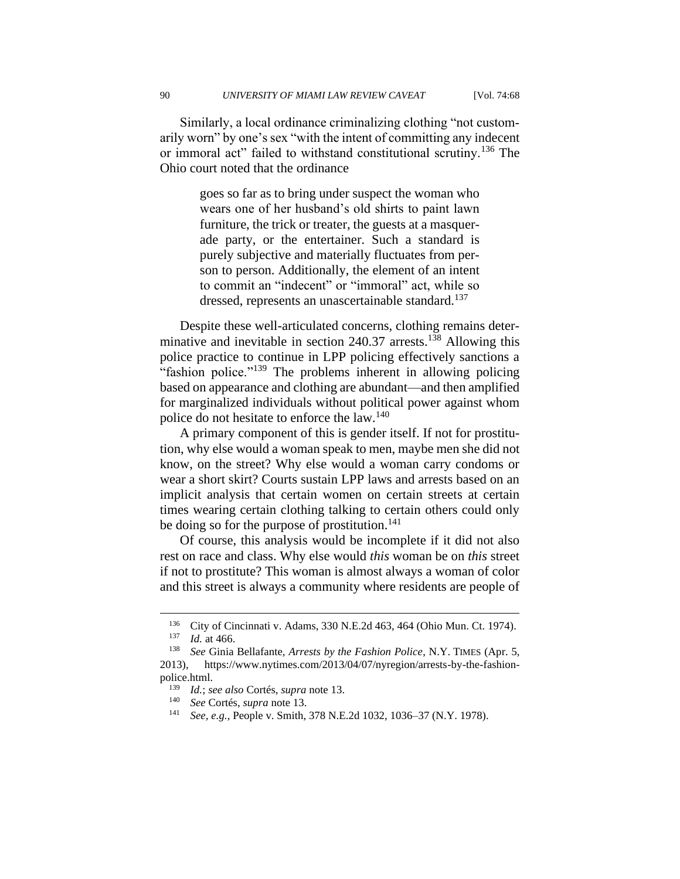Similarly, a local ordinance criminalizing clothing "not customarily worn" by one's sex "with the intent of committing any indecent or immoral act" failed to withstand constitutional scrutiny.[136] The Ohio court noted that the ordinance

> goes so far as to bring under suspect the woman who wears one of her husband's old shirts to paint lawn furniture, the trick or treater, the guests at a masquerade party, or the entertainer. Such a standard is purely subjective and materially fluctuates from person to person. Additionally, the element of an intent to commit an "indecent" or "immoral" act, while so dressed, represents an unascertainable standard.[137]

Despite these well-articulated concerns, clothing remains determinative and inevitable in section 240.37 arrests.[138] Allowing this police practice to continue in LPP policing effectively sanctions a "fashion police."[139] The problems inherent in allowing policing based on appearance and clothing are abundant—and then amplified for marginalized individuals without political power against whom police do not hesitate to enforce the law.[140]

A primary component of this is gender itself. If not for prostitution, why else would a woman speak to men, maybe men she did not know, on the street? Why else would a woman carry condoms or wear a short skirt? Courts sustain LPP laws and arrests based on an implicit analysis that certain women on certain streets at certain times wearing certain clothing talking to certain others could only be doing so for the purpose of prostitution.[141]

Of course, this analysis would be incomplete if it did not also rest on race and class. Why else would *this* woman be on *this* street if not to prostitute? This woman is almost always a woman of color and this street is always a community where residents are people of

---

[136] City of Cincinnati v. Adams, 330 N.E.2d 463, 464 (Ohio Mun. Ct. 1974).

[137] *Id.* at 466.

[138] *See* Ginia Bellafante, *Arrests by the Fashion Police*, N.Y. TIMES (Apr. 5, 2013), https://www.nytimes.com/2013/04/07/nyregion/arrests-by-the-fashion-police.html.

[139] *Id.*; *see also* Cortés, *supra* note 13.

[140] *See* Cortés, *supra* note 13.

[141] *See, e.g.*, People v. Smith, 378 N.E.2d 1032, 1036–37 (N.Y. 1978).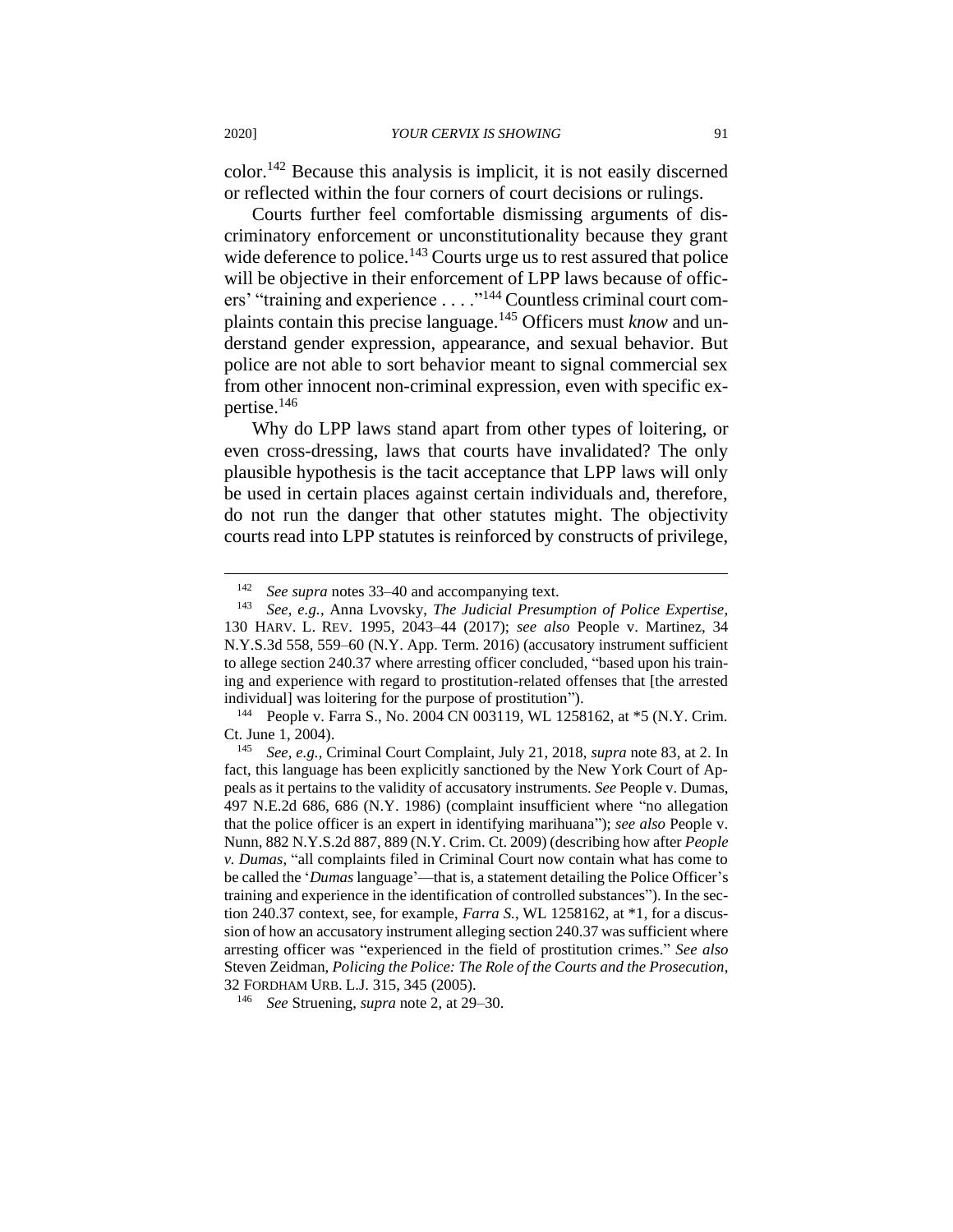color.[142] Because this analysis is implicit, it is not easily discerned or reflected within the four corners of court decisions or rulings.

Courts further feel comfortable dismissing arguments of discriminatory enforcement or unconstitutionality because they grant wide deference to police.[143] Courts urge us to rest assured that police will be objective in their enforcement of LPP laws because of officers' "training and experience . . . ."[144] Countless criminal court complaints contain this precise language.[145] Officers must *know* and understand gender expression, appearance, and sexual behavior. But police are not able to sort behavior meant to signal commercial sex from other innocent non-criminal expression, even with specific expertise.[146]

Why do LPP laws stand apart from other types of loitering, or even cross-dressing, laws that courts have invalidated? The only plausible hypothesis is the tacit acceptance that LPP laws will only be used in certain places against certain individuals and, therefore, do not run the danger that other statutes might. The objectivity courts read into LPP statutes is reinforced by constructs of privilege,

---

[142] *See supra* notes 33–40 and accompanying text.

[143] *See, e.g.*, Anna Lvovsky, *The Judicial Presumption of Police Expertise*, 130 HARV. L. REV. 1995, 2043–44 (2017); *see also* People v. Martinez, 34 N.Y.S.3d 558, 559–60 (N.Y. App. Term. 2016) (accusatory instrument sufficient to allege section 240.37 where arresting officer concluded, "based upon his training and experience with regard to prostitution-related offenses that [the arrested individual] was loitering for the purpose of prostitution").

[144] People v. Farra S., No. 2004 CN 003119, WL 1258162, at *5 (N.Y. Crim. Ct. June 1, 2004).

[145] *See, e.g.*, Criminal Court Complaint, July 21, 2018, *supra* note 83, at 2. In fact, this language has been explicitly sanctioned by the New York Court of Appeals as it pertains to the validity of accusatory instruments. *See* People v. Dumas, 497 N.E.2d 686, 686 (N.Y. 1986) (complaint insufficient where "no allegation that the police officer is an expert in identifying marihuana"); *see also* People v. Nunn, 882 N.Y.S.2d 887, 889 (N.Y. Crim. Ct. 2009) (describing how after *People v. Dumas*, "all complaints filed in Criminal Court now contain what has come to be called the '*Dumas* language'—that is, a statement detailing the Police Officer's training and experience in the identification of controlled substances"). In the section 240.37 context, see, for example, *Farra S.*, WL 1258162, at *1, for a discussion of how an accusatory instrument alleging section 240.37 was sufficient where arresting officer was "experienced in the field of prostitution crimes." *See also* Steven Zeidman, *Policing the Police: The Role of the Courts and the Prosecution*, 32 FORDHAM URB. L.J. 315, 345 (2005).

[146] *See* Struening, *supra* note 2, at 29–30.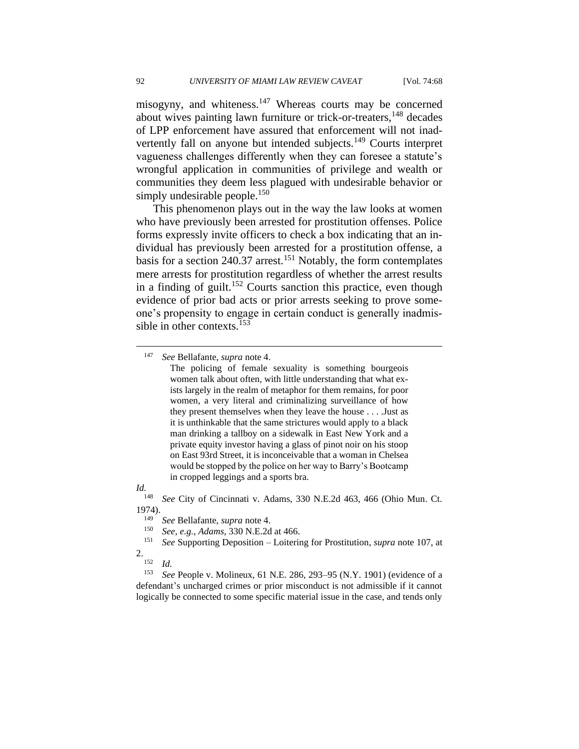misogyny, and whiteness.[147] Whereas courts may be concerned about wives painting lawn furniture or trick-or-treaters,[148] decades of LPP enforcement have assured that enforcement will not inadvertently fall on anyone but intended subjects.[149] Courts interpret vagueness challenges differently when they can foresee a statute's wrongful application in communities of privilege and wealth or communities they deem less plagued with undesirable behavior or simply undesirable people.[150]

This phenomenon plays out in the way the law looks at women who have previously been arrested for prostitution offenses. Police forms expressly invite officers to check a box indicating that an individual has previously been arrested for a prostitution offense, a basis for a section 240.37 arrest.[151] Notably, the form contemplates mere arrests for prostitution regardless of whether the arrest results in a finding of guilt.[152] Courts sanction this practice, even though evidence of prior bad acts or prior arrests seeking to prove someone's propensity to engage in certain conduct is generally inadmissible in other contexts.[153]

---

[147] *See* Bellafante, *supra* note 4.

> The policing of female sexuality is something bourgeois women talk about often, with little understanding that what exists largely in the realm of metaphor for them remains, for poor women, a very literal and criminalizing surveillance of how they present themselves when they leave the house . . . .Just as it is unthinkable that the same strictures would apply to a black man drinking a tallboy on a sidewalk in East New York and a private equity investor having a glass of pinot noir on his stoop on East 93rd Street, it is inconceivable that a woman in Chelsea would be stopped by the police on her way to Barry's Bootcamp in cropped leggings and a sports bra.

*Id.*

[148] *See* City of Cincinnati v. Adams, 330 N.E.2d 463, 466 (Ohio Mun. Ct. 1974).

[149] *See* Bellafante, *supra* note 4.

[150] *See, e.g.*, *Adams*, 330 N.E.2d at 466.

[151] *See* Supporting Deposition – Loitering for Prostitution, *supra* note 107, at 2.

[152] *Id.*

[153] *See* People v. Molineux, 61 N.E. 286, 293–95 (N.Y. 1901) (evidence of a defendant's uncharged crimes or prior misconduct is not admissible if it cannot logically be connected to some specific material issue in the case, and tends only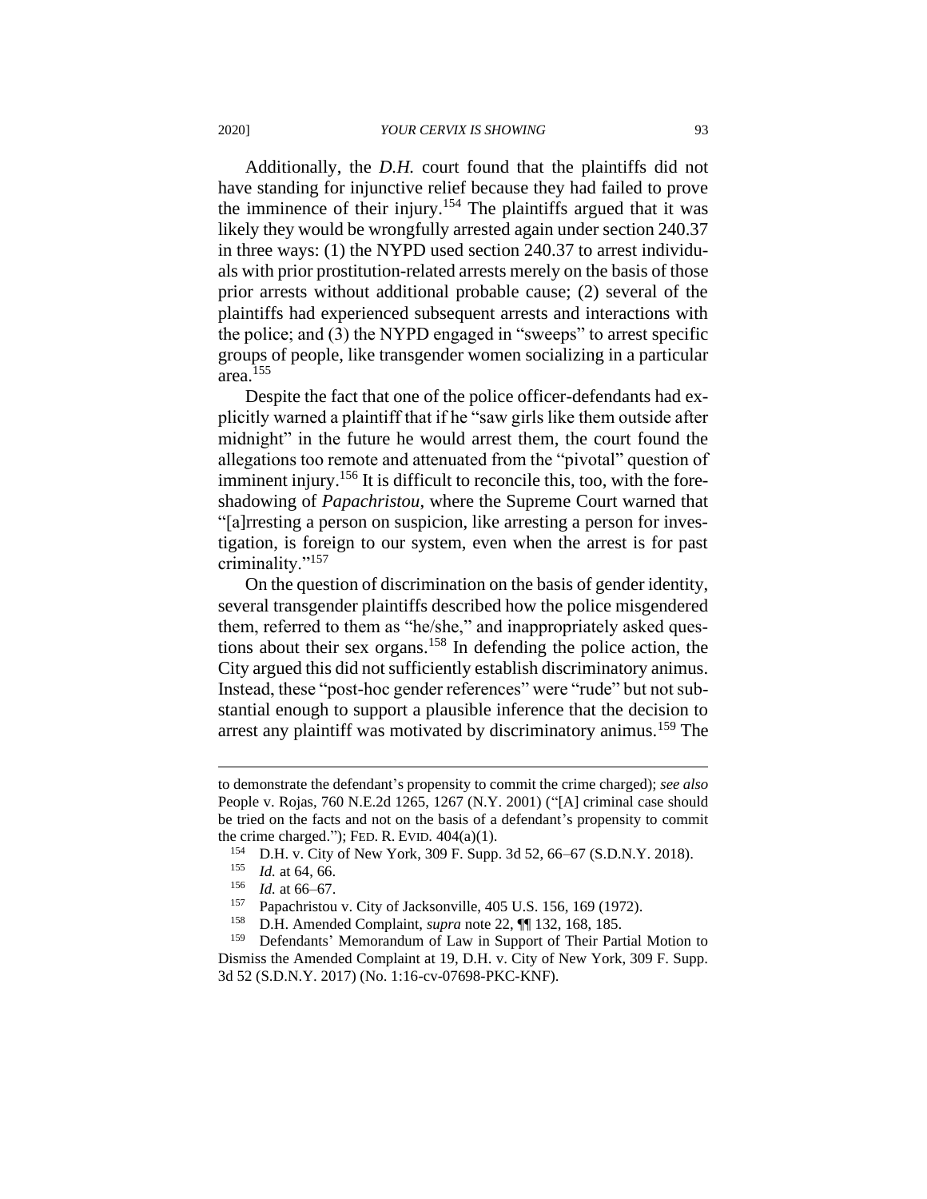Additionally, the *D.H.* court found that the plaintiffs did not have standing for injunctive relief because they had failed to prove the imminence of their injury.[154] The plaintiffs argued that it was likely they would be wrongfully arrested again under section 240.37 in three ways: (1) the NYPD used section 240.37 to arrest individuals with prior prostitution-related arrests merely on the basis of those prior arrests without additional probable cause; (2) several of the plaintiffs had experienced subsequent arrests and interactions with the police; and (3) the NYPD engaged in "sweeps" to arrest specific groups of people, like transgender women socializing in a particular area.[155]

Despite the fact that one of the police officer-defendants had explicitly warned a plaintiff that if he "saw girls like them outside after midnight" in the future he would arrest them, the court found the allegations too remote and attenuated from the "pivotal" question of imminent injury.[156] It is difficult to reconcile this, too, with the foreshadowing of *Papachristou*, where the Supreme Court warned that "[a]rresting a person on suspicion, like arresting a person for investigation, is foreign to our system, even when the arrest is for past criminality."[157]

On the question of discrimination on the basis of gender identity, several transgender plaintiffs described how the police misgendered them, referred to them as "he/she," and inappropriately asked questions about their sex organs.[158] In defending the police action, the City argued this did not sufficiently establish discriminatory animus. Instead, these "post-hoc gender references" were "rude" but not substantial enough to support a plausible inference that the decision to arrest any plaintiff was motivated by discriminatory animus.[159] The

---

to demonstrate the defendant's propensity to commit the crime charged); *see also* People v. Rojas, 760 N.E.2d 1265, 1267 (N.Y. 2001) ("[A] criminal case should be tried on the facts and not on the basis of a defendant's propensity to commit the crime charged."); FED. R. EVID. 404(a)(1).

[154] D.H. v. City of New York, 309 F. Supp. 3d 52, 66–67 (S.D.N.Y. 2018).

[155] *Id.* at 64, 66.

[156] *Id.* at 66–67.

[157] Papachristou v. City of Jacksonville, 405 U.S. 156, 169 (1972).

[158] D.H. Amended Complaint, *supra* note 22, ¶¶ 132, 168, 185.

[159] Defendants' Memorandum of Law in Support of Their Partial Motion to Dismiss the Amended Complaint at 19, D.H. v. City of New York, 309 F. Supp. 3d 52 (S.D.N.Y. 2017) (No. 1:16-cv-07698-PKC-KNF).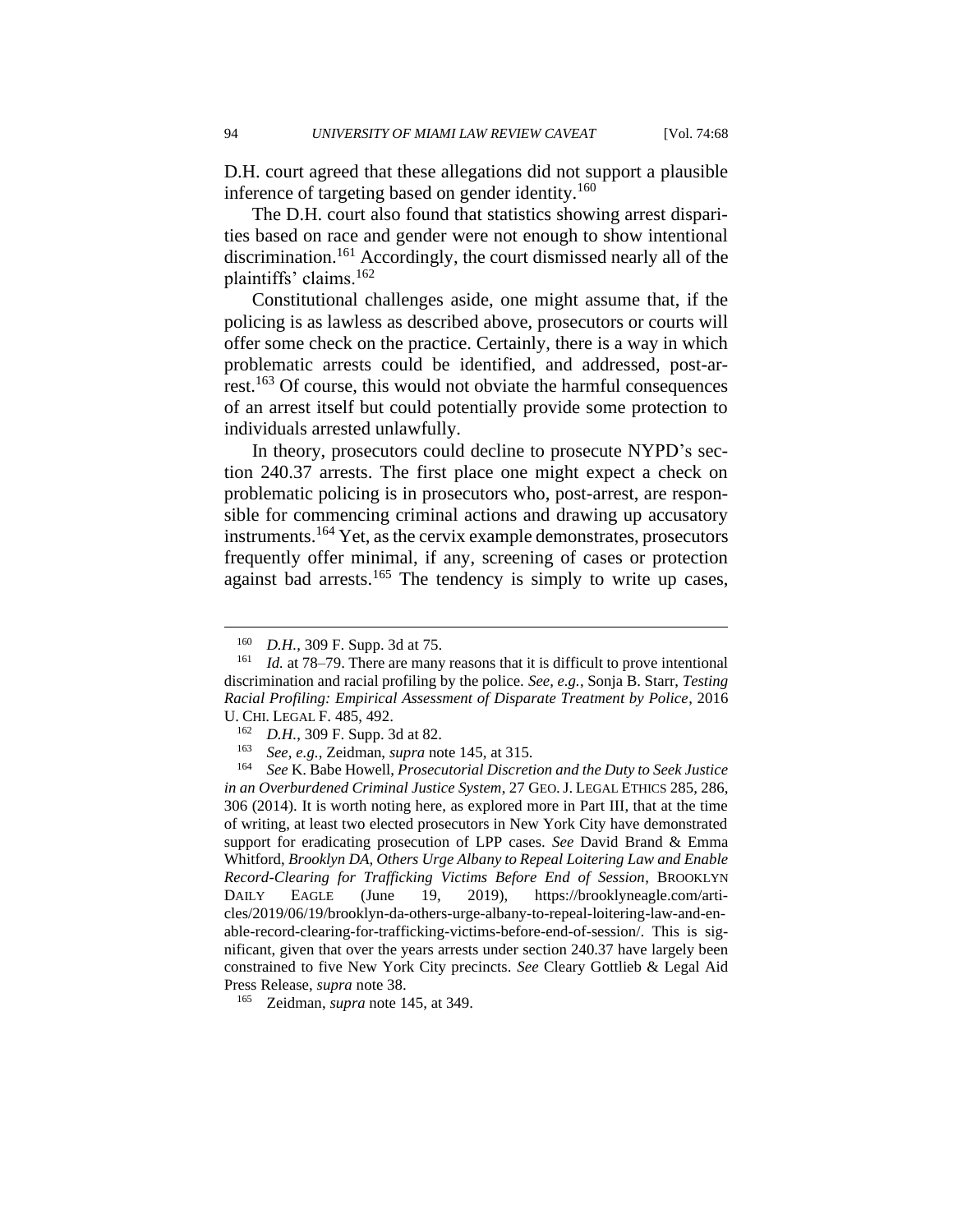D.H. court agreed that these allegations did not support a plausible inference of targeting based on gender identity.[160]

The D.H. court also found that statistics showing arrest disparities based on race and gender were not enough to show intentional discrimination.[161] Accordingly, the court dismissed nearly all of the plaintiffs' claims.[162]

Constitutional challenges aside, one might assume that, if the policing is as lawless as described above, prosecutors or courts will offer some check on the practice. Certainly, there is a way in which problematic arrests could be identified, and addressed, post-arrest.[163] Of course, this would not obviate the harmful consequences of an arrest itself but could potentially provide some protection to individuals arrested unlawfully.

In theory, prosecutors could decline to prosecute NYPD's section 240.37 arrests. The first place one might expect a check on problematic policing is in prosecutors who, post-arrest, are responsible for commencing criminal actions and drawing up accusatory instruments.[164] Yet, as the cervix example demonstrates, prosecutors frequently offer minimal, if any, screening of cases or protection against bad arrests.[165] The tendency is simply to write up cases,

---

[160] *D.H.*, 309 F. Supp. 3d at 75.

[161] *Id.* at 78–79. There are many reasons that it is difficult to prove intentional discrimination and racial profiling by the police. *See, e.g.*, Sonja B. Starr, *Testing Racial Profiling: Empirical Assessment of Disparate Treatment by Police*, 2016 U. CHI. LEGAL F. 485, 492.

[162] *D.H.*, 309 F. Supp. 3d at 82.

[163] *See, e.g.*, Zeidman, *supra* note 145, at 315.

[164] *See* K. Babe Howell, *Prosecutorial Discretion and the Duty to Seek Justice in an Overburdened Criminal Justice System*, 27 GEO. J. LEGAL ETHICS 285, 286, 306 (2014). It is worth noting here, as explored more in Part III, that at the time of writing, at least two elected prosecutors in New York City have demonstrated support for eradicating prosecution of LPP cases. *See* David Brand & Emma Whitford, *Brooklyn DA, Others Urge Albany to Repeal Loitering Law and Enable Record-Clearing for Trafficking Victims Before End of Session*, BROOKLYN DAILY EAGLE (June 19, 2019), https://brooklyneagle.com/articles/2019/06/19/brooklyn-da-others-urge-albany-to-repeal-loitering-law-and-enable-record-clearing-for-trafficking-victims-before-end-of-session/. This is significant, given that over the years arrests under section 240.37 have largely been constrained to five New York City precincts. *See* Cleary Gottlieb & Legal Aid Press Release, *supra* note 38.

[165] Zeidman, *supra* note 145, at 349.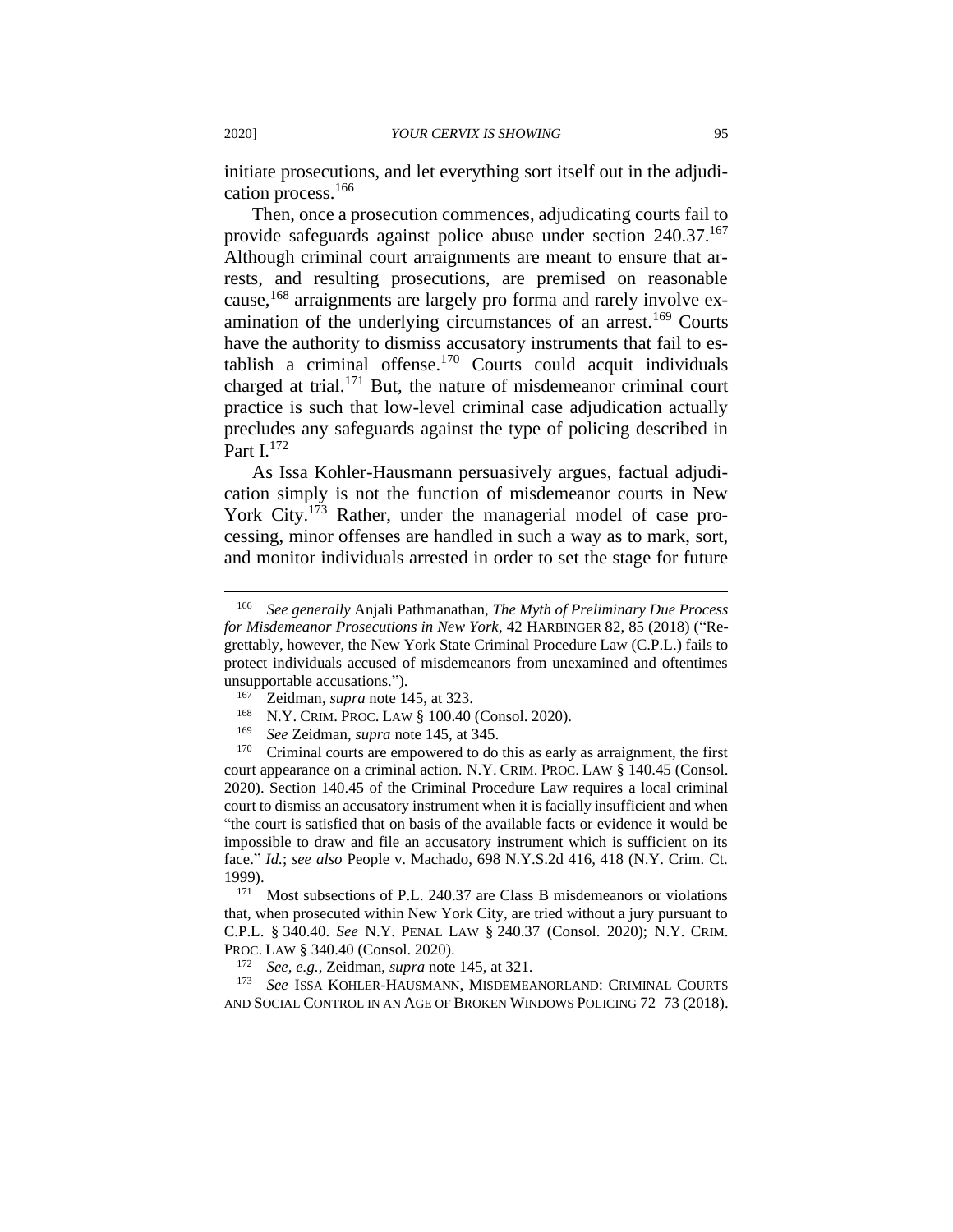initiate prosecutions, and let everything sort itself out in the adjudication process.[166]

Then, once a prosecution commences, adjudicating courts fail to provide safeguards against police abuse under section 240.37.[167] Although criminal court arraignments are meant to ensure that arrests, and resulting prosecutions, are premised on reasonable cause,[168] arraignments are largely pro forma and rarely involve examination of the underlying circumstances of an arrest.[169] Courts have the authority to dismiss accusatory instruments that fail to establish a criminal offense.[170] Courts could acquit individuals charged at trial.[171] But, the nature of misdemeanor criminal court practice is such that low-level criminal case adjudication actually precludes any safeguards against the type of policing described in Part I.[172]

As Issa Kohler-Hausmann persuasively argues, factual adjudication simply is not the function of misdemeanor courts in New York City.[173] Rather, under the managerial model of case processing, minor offenses are handled in such a way as to mark, sort, and monitor individuals arrested in order to set the stage for future

---

[166] *See generally* Anjali Pathmanathan, *The Myth of Preliminary Due Process for Misdemeanor Prosecutions in New York*, 42 HARBINGER 82, 85 (2018) ("Regrettably, however, the New York State Criminal Procedure Law (C.P.L.) fails to protect individuals accused of misdemeanors from unexamined and oftentimes unsupportable accusations.").

[167] Zeidman, *supra* note 145, at 323.

[168] N.Y. CRIM. PROC. LAW § 100.40 (Consol. 2020).

[169] *See* Zeidman, *supra* note 145, at 345.

[170] Criminal courts are empowered to do this as early as arraignment, the first court appearance on a criminal action. N.Y. CRIM. PROC. LAW § 140.45 (Consol. 2020). Section 140.45 of the Criminal Procedure Law requires a local criminal court to dismiss an accusatory instrument when it is facially insufficient and when "the court is satisfied that on basis of the available facts or evidence it would be impossible to draw and file an accusatory instrument which is sufficient on its face." *Id.*; *see also* People v. Machado, 698 N.Y.S.2d 416, 418 (N.Y. Crim. Ct. 1999).

[171] Most subsections of P.L. 240.37 are Class B misdemeanors or violations that, when prosecuted within New York City, are tried without a jury pursuant to C.P.L. § 340.40. *See* N.Y. PENAL LAW § 240.37 (Consol. 2020); N.Y. CRIM. PROC. LAW § 340.40 (Consol. 2020).

[172] *See, e.g.*, Zeidman, *supra* note 145, at 321.

[173] *See* ISSA KOHLER-HAUSMANN, MISDEMEANORLAND: CRIMINAL COURTS AND SOCIAL CONTROL IN AN AGE OF BROKEN WINDOWS POLICING 72–73 (2018).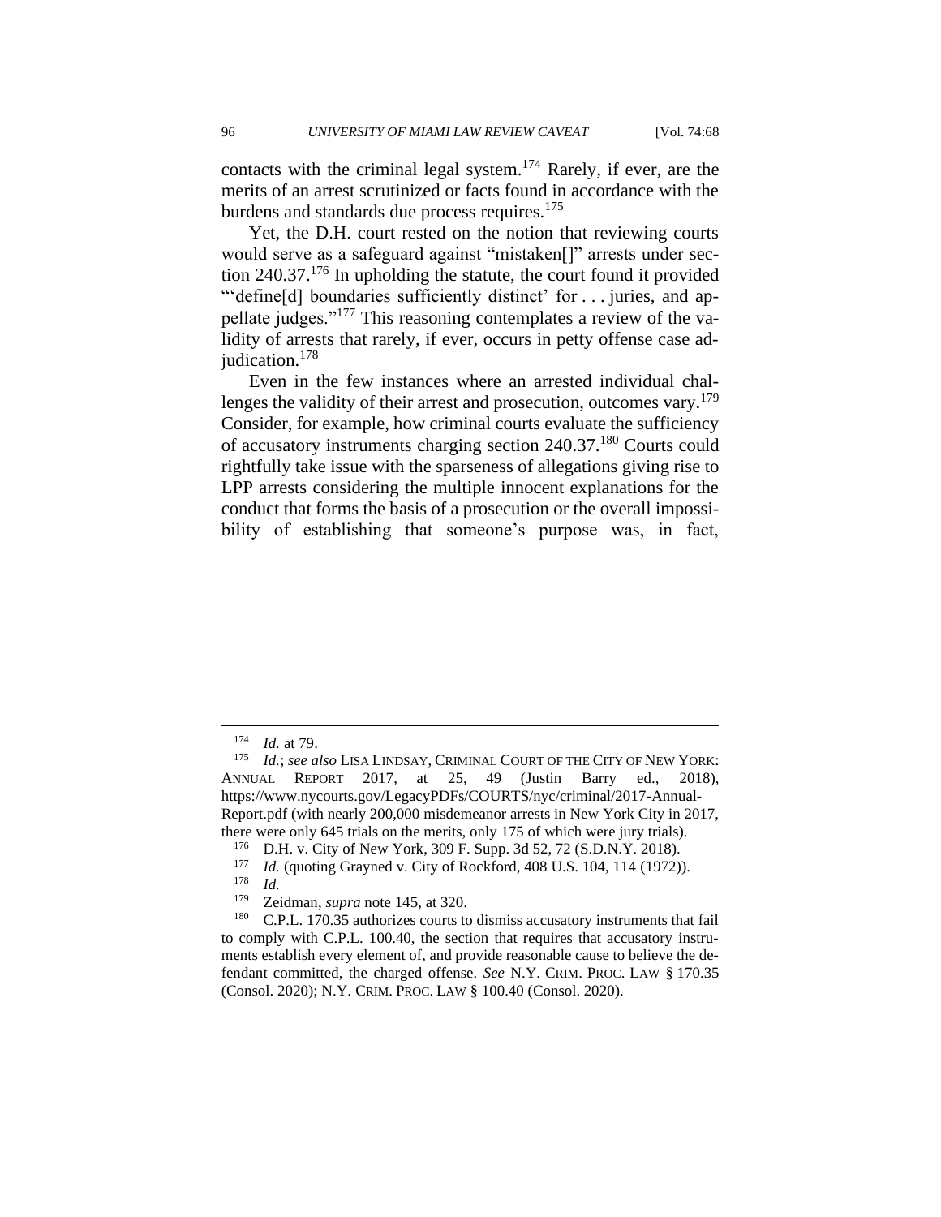contacts with the criminal legal system.[174] Rarely, if ever, are the merits of an arrest scrutinized or facts found in accordance with the burdens and standards due process requires.[175]

Yet, the D.H. court rested on the notion that reviewing courts would serve as a safeguard against "mistaken[]" arrests under section 240.37.[176] In upholding the statute, the court found it provided "'define[d] boundaries sufficiently distinct' for . . . juries, and appellate judges."[177] This reasoning contemplates a review of the validity of arrests that rarely, if ever, occurs in petty offense case adjudication.[178]

Even in the few instances where an arrested individual challenges the validity of their arrest and prosecution, outcomes vary.[179] Consider, for example, how criminal courts evaluate the sufficiency of accusatory instruments charging section 240.37.[180] Courts could rightfully take issue with the sparseness of allegations giving rise to LPP arrests considering the multiple innocent explanations for the conduct that forms the basis of a prosecution or the overall impossibility of establishing that someone's purpose was, in fact,

---

[174] *Id.* at 79.

[175] *Id.*; *see also* LISA LINDSAY, CRIMINAL COURT OF THE CITY OF NEW YORK: ANNUAL REPORT 2017, at 25, 49 (Justin Barry ed., 2018), https://www.nycourts.gov/LegacyPDFs/COURTS/nyc/criminal/2017-Annual-Report.pdf (with nearly 200,000 misdemeanor arrests in New York City in 2017, there were only 645 trials on the merits, only 175 of which were jury trials).

[176] D.H. v. City of New York, 309 F. Supp. 3d 52, 72 (S.D.N.Y. 2018).

[177] *Id.* (quoting Grayned v. City of Rockford, 408 U.S. 104, 114 (1972)).

[178] *Id.*

[179] Zeidman, *supra* note 145, at 320.

[180] C.P.L. 170.35 authorizes courts to dismiss accusatory instruments that fail to comply with C.P.L. 100.40, the section that requires that accusatory instruments establish every element of, and provide reasonable cause to believe the defendant committed, the charged offense. *See* N.Y. CRIM. PROC. LAW § 170.35 (Consol. 2020); N.Y. CRIM. PROC. LAW § 100.40 (Consol. 2020).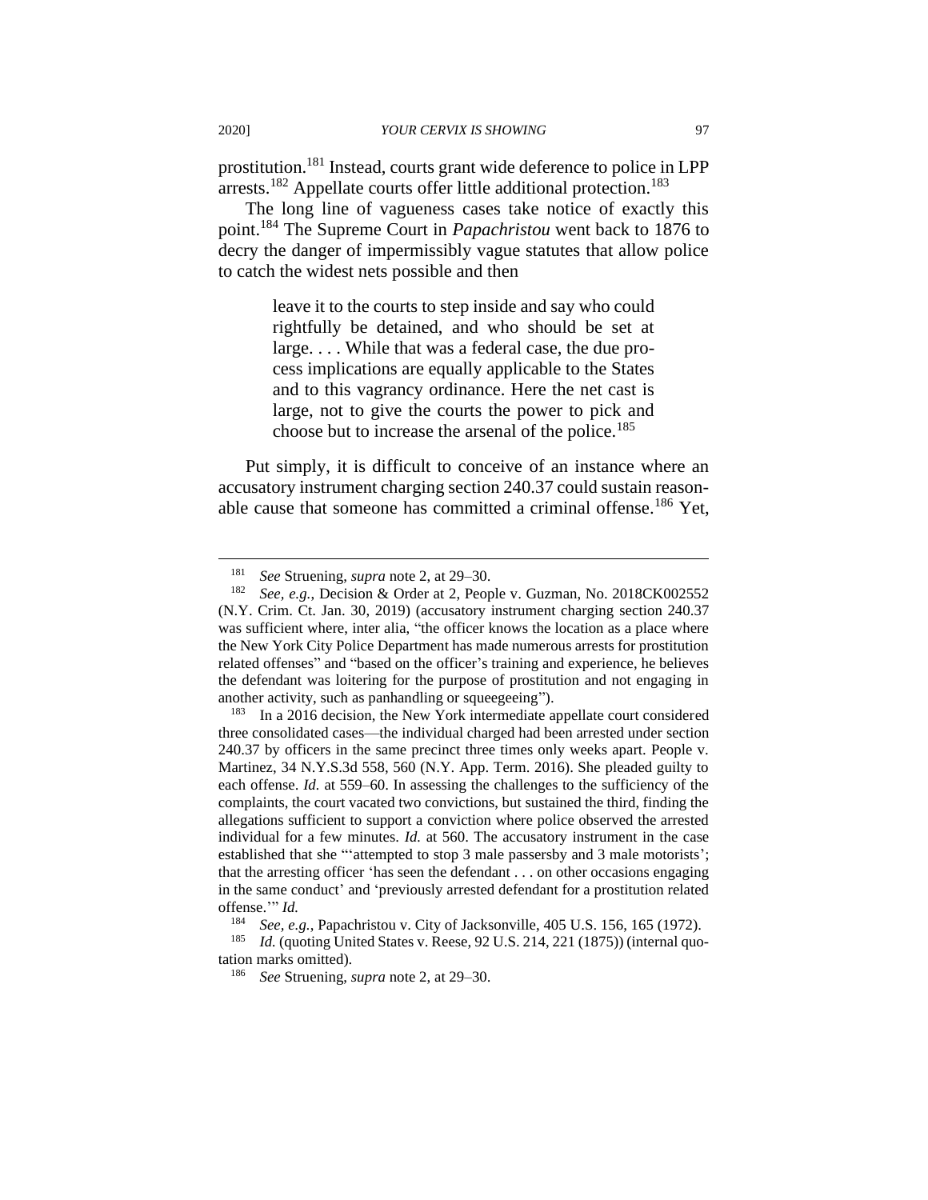prostitution.[181] Instead, courts grant wide deference to police in LPP arrests.[182] Appellate courts offer little additional protection.[183]

The long line of vagueness cases take notice of exactly this point.[184] The Supreme Court in *Papachristou* went back to 1876 to decry the danger of impermissibly vague statutes that allow police to catch the widest nets possible and then

> leave it to the courts to step inside and say who could rightfully be detained, and who should be set at large. . . . While that was a federal case, the due process implications are equally applicable to the States and to this vagrancy ordinance. Here the net cast is large, not to give the courts the power to pick and choose but to increase the arsenal of the police.[185]

Put simply, it is difficult to conceive of an instance where an accusatory instrument charging section 240.37 could sustain reasonable cause that someone has committed a criminal offense.[186] Yet,

---

[181] *See* Struening, *supra* note 2, at 29–30.

[182] *See, e.g.*, Decision & Order at 2, People v. Guzman, No. 2018CK002552 (N.Y. Crim. Ct. Jan. 30, 2019) (accusatory instrument charging section 240.37 was sufficient where, inter alia, "the officer knows the location as a place where the New York City Police Department has made numerous arrests for prostitution related offenses" and "based on the officer's training and experience, he believes the defendant was loitering for the purpose of prostitution and not engaging in another activity, such as panhandling or squeegeeing").

[183] In a 2016 decision, the New York intermediate appellate court considered three consolidated cases—the individual charged had been arrested under section 240.37 by officers in the same precinct three times only weeks apart. People v. Martinez, 34 N.Y.S.3d 558, 560 (N.Y. App. Term. 2016). She pleaded guilty to each offense. *Id.* at 559–60. In assessing the challenges to the sufficiency of the complaints, the court vacated two convictions, but sustained the third, finding the allegations sufficient to support a conviction where police observed the arrested individual for a few minutes. *Id.* at 560. The accusatory instrument in the case established that she "'attempted to stop 3 male passersby and 3 male motorists'; that the arresting officer 'has seen the defendant . . . on other occasions engaging in the same conduct' and 'previously arrested defendant for a prostitution related offense.'" *Id.*

[184] *See, e.g.*, Papachristou v. City of Jacksonville, 405 U.S. 156, 165 (1972).

[185] *Id.* (quoting United States v. Reese, 92 U.S. 214, 221 (1875)) (internal quotation marks omitted).

[186] *See* Struening, *supra* note 2, at 29–30.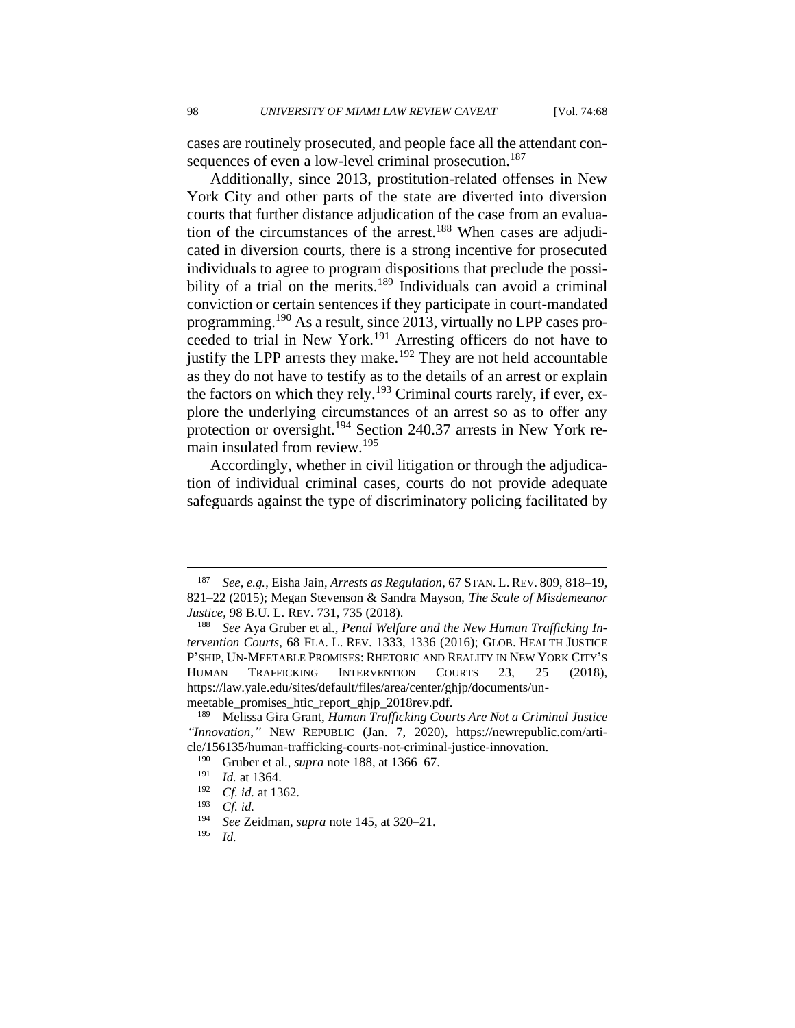cases are routinely prosecuted, and people face all the attendant consequences of even a low-level criminal prosecution.[187]

Additionally, since 2013, prostitution-related offenses in New York City and other parts of the state are diverted into diversion courts that further distance adjudication of the case from an evaluation of the circumstances of the arrest.[188] When cases are adjudicated in diversion courts, there is a strong incentive for prosecuted individuals to agree to program dispositions that preclude the possibility of a trial on the merits.[189] Individuals can avoid a criminal conviction or certain sentences if they participate in court-mandated programming.[190] As a result, since 2013, virtually no LPP cases proceeded to trial in New York.[191] Arresting officers do not have to justify the LPP arrests they make.[192] They are not held accountable as they do not have to testify as to the details of an arrest or explain the factors on which they rely.[193] Criminal courts rarely, if ever, explore the underlying circumstances of an arrest so as to offer any protection or oversight.[194] Section 240.37 arrests in New York remain insulated from review.[195]

Accordingly, whether in civil litigation or through the adjudication of individual criminal cases, courts do not provide adequate safeguards against the type of discriminatory policing facilitated by

---

[187] *See, e.g.*, Eisha Jain, *Arrests as Regulation*, 67 STAN. L. REV. 809, 818–19, 821–22 (2015); Megan Stevenson & Sandra Mayson, *The Scale of Misdemeanor Justice*, 98 B.U. L. REV. 731, 735 (2018).

[188] *See* Aya Gruber et al., *Penal Welfare and the New Human Trafficking Intervention Courts*, 68 FLA. L. REV. 1333, 1336 (2016); GLOB. HEALTH JUSTICE P'SHIP, UN-MEETABLE PROMISES: RHETORIC AND REALITY IN NEW YORK CITY'S HUMAN TRAFFICKING INTERVENTION COURTS 23, 25 (2018), https://law.yale.edu/sites/default/files/area/center/ghjp/documents/un-meetable_promises_htic_report_ghjp_2018rev.pdf.

[189] Melissa Gira Grant, *Human Trafficking Courts Are Not a Criminal Justice "Innovation*,*"* NEW REPUBLIC (Jan. 7, 2020), https://newrepublic.com/article/156135/human-trafficking-courts-not-criminal-justice-innovation.

[190] Gruber et al., *supra* note 188, at 1366–67.

[191] *Id.* at 1364.

[192] *Cf. id.* at 1362.

[193] *Cf. id.*

[194] *See* Zeidman, *supra* note 145, at 320–21.

[195] *Id.*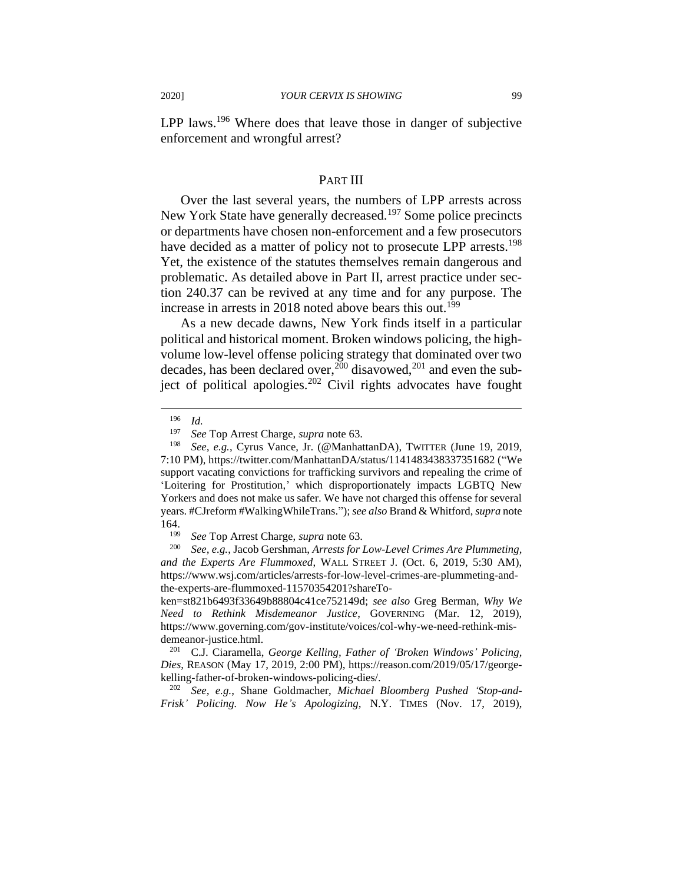LPP laws.[196] Where does that leave those in danger of subjective enforcement and wrongful arrest?

## PART III

Over the last several years, the numbers of LPP arrests across New York State have generally decreased.[197] Some police precincts or departments have chosen non-enforcement and a few prosecutors have decided as a matter of policy not to prosecute LPP arrests.[198] Yet, the existence of the statutes themselves remain dangerous and problematic. As detailed above in Part II, arrest practice under section 240.37 can be revived at any time and for any purpose. The increase in arrests in 2018 noted above bears this out.[199]

As a new decade dawns, New York finds itself in a particular political and historical moment. Broken windows policing, the high-volume low-level offense policing strategy that dominated over two decades, has been declared over,[200] disavowed,[201] and even the subject of political apologies.[202] Civil rights advocates have fought

---

[196] *Id.*

[197] *See* Top Arrest Charge, *supra* note 63.

[198] *See, e.g.*, Cyrus Vance, Jr. (@ManhattanDA), TWITTER (June 19, 2019, 7:10 PM), https://twitter.com/ManhattanDA/status/1141483438337351682 ("We support vacating convictions for trafficking survivors and repealing the crime of 'Loitering for Prostitution,' which disproportionately impacts LGBTQ New Yorkers and does not make us safer. We have not charged this offense for several years. #CJreform #WalkingWhileTrans."); *see also* Brand & Whitford, *supra* note 164.

[199] *See* Top Arrest Charge, *supra* note 63.

[200] *See, e.g.*, Jacob Gershman, *Arrests for Low-Level Crimes Are Plummeting, and the Experts Are Flummoxed*, WALL STREET J. (Oct. 6, 2019, 5:30 AM), https://www.wsj.com/articles/arrests-for-low-level-crimes-are-plummeting-and-the-experts-are-flummoxed-11570354201?shareToken=st821b6493f33649b88804c41ce752149d; *see also* Greg Berman, *Why We Need to Rethink Misdemeanor Justice*, GOVERNING (Mar. 12, 2019), https://www.governing.com/gov-institute/voices/col-why-we-need-rethink-misdemeanor-justice.html.

[201] C.J. Ciaramella, *George Kelling, Father of 'Broken Windows' Policing, Dies*, REASON (May 17, 2019, 2:00 PM), https://reason.com/2019/05/17/george-kelling-father-of-broken-windows-policing-dies/.

[202] *See, e.g.*, Shane Goldmacher, *Michael Bloomberg Pushed 'Stop-and-Frisk' Policing. Now He's Apologizing*, N.Y. TIMES (Nov. 17, 2019),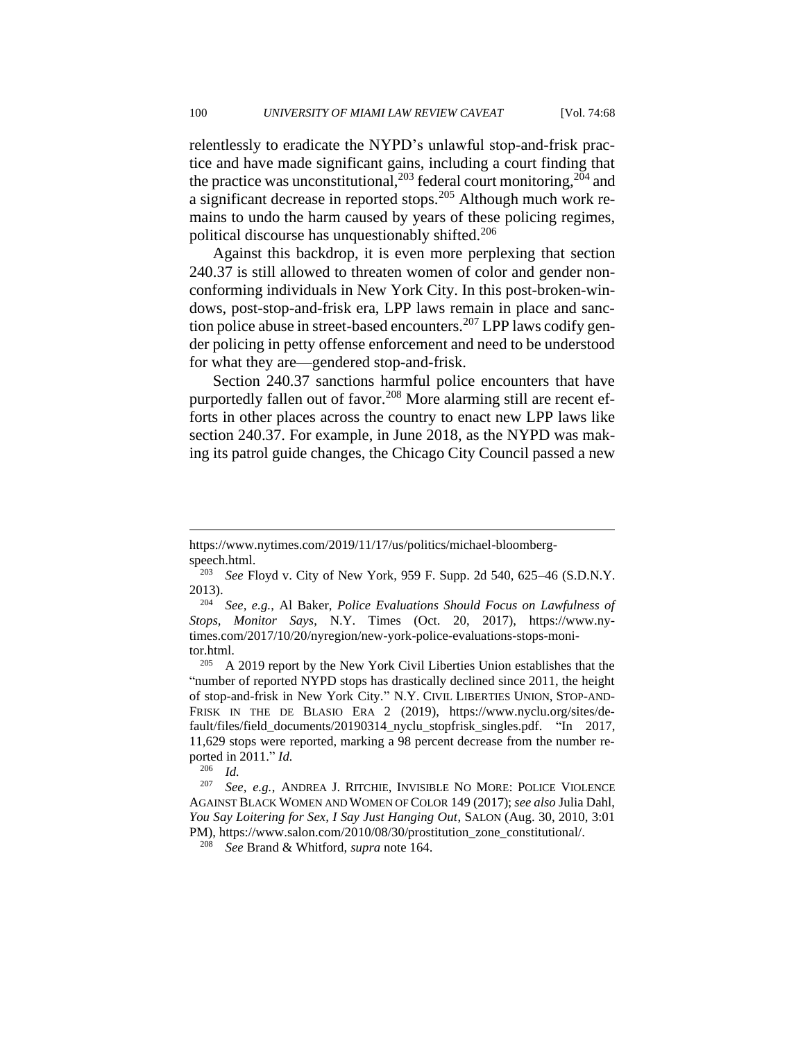relentlessly to eradicate the NYPD's unlawful stop-and-frisk practice and have made significant gains, including a court finding that the practice was unconstitutional,[203] federal court monitoring,[204] and a significant decrease in reported stops.[205] Although much work remains to undo the harm caused by years of these policing regimes, political discourse has unquestionably shifted.[206]

Against this backdrop, it is even more perplexing that section 240.37 is still allowed to threaten women of color and gender non-conforming individuals in New York City. In this post-broken-windows, post-stop-and-frisk era, LPP laws remain in place and sanction police abuse in street-based encounters.[207] LPP laws codify gender policing in petty offense enforcement and need to be understood for what they are—gendered stop-and-frisk.

Section 240.37 sanctions harmful police encounters that have purportedly fallen out of favor.[208] More alarming still are recent efforts in other places across the country to enact new LPP laws like section 240.37. For example, in June 2018, as the NYPD was making its patrol guide changes, the Chicago City Council passed a new

---

https://www.nytimes.com/2019/11/17/us/politics/michael-bloomberg-speech.html.

[203] *See* Floyd v. City of New York, 959 F. Supp. 2d 540, 625–46 (S.D.N.Y. 2013).

[204] *See, e.g.*, Al Baker, *Police Evaluations Should Focus on Lawfulness of Stops, Monitor Says*, N.Y. Times (Oct. 20, 2017), https://www.nytimes.com/2017/10/20/nyregion/new-york-police-evaluations-stops-monitor.html.

[205] A 2019 report by the New York Civil Liberties Union establishes that the "number of reported NYPD stops has drastically declined since 2011, the height of stop-and-frisk in New York City." N.Y. CIVIL LIBERTIES UNION, STOP-AND-FRISK IN THE DE BLASIO ERA 2 (2019), https://www.nyclu.org/sites/default/files/field_documents/20190314_nyclu_stopfrisk_singles.pdf. "In 2017, 11,629 stops were reported, marking a 98 percent decrease from the number reported in 2011." *Id.*

[206] *Id.*

[207] *See, e.g.*, ANDREA J. RITCHIE, INVISIBLE NO MORE: POLICE VIOLENCE AGAINST BLACK WOMEN AND WOMEN OF COLOR 149 (2017); *see also* Julia Dahl, *You Say Loitering for Sex, I Say Just Hanging Out*, SALON (Aug. 30, 2010, 3:01 PM), https://www.salon.com/2010/08/30/prostitution_zone_constitutional/.

[208] *See* Brand & Whitford, *supra* note 164.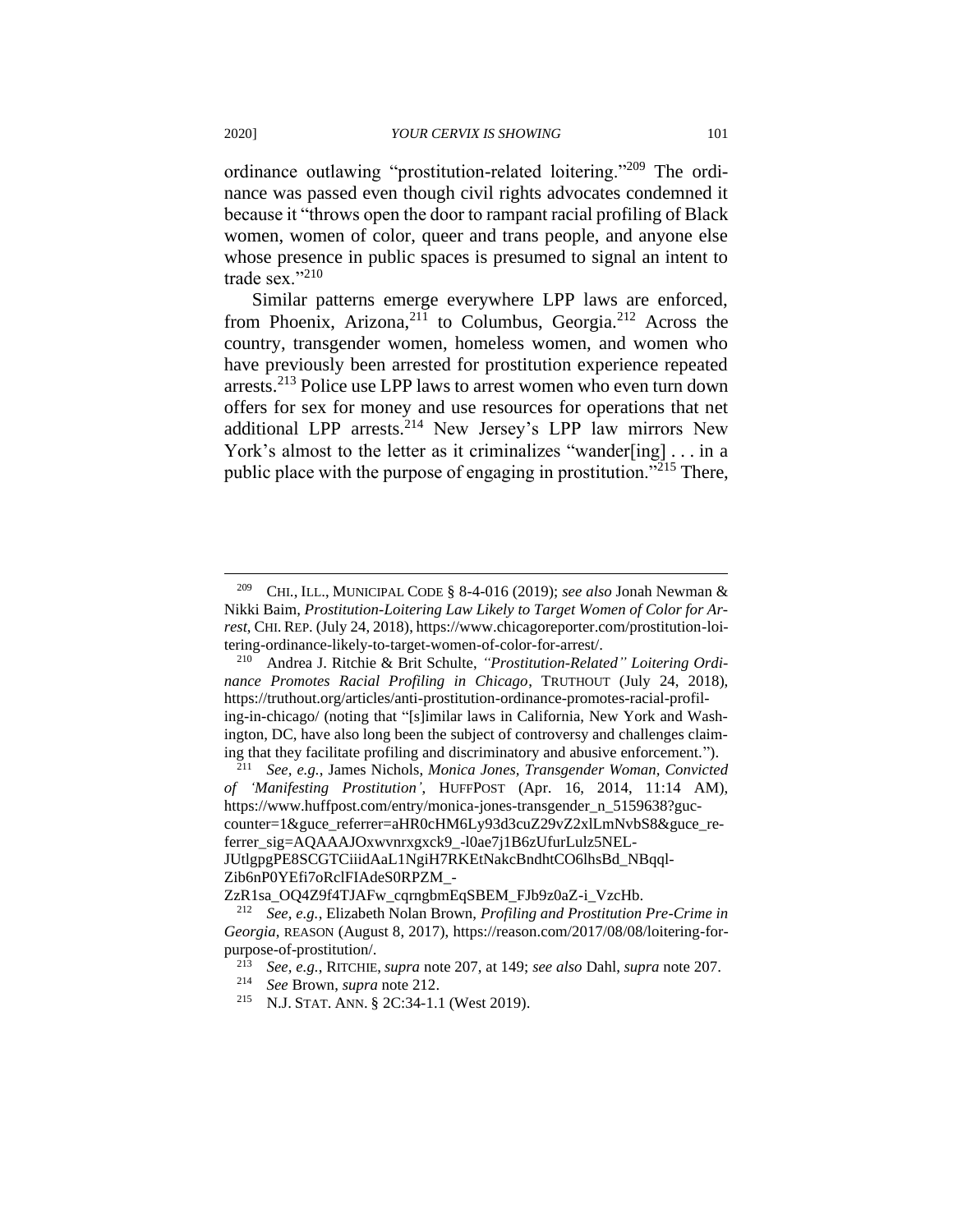ordinance outlawing "prostitution-related loitering."[209] The ordinance was passed even though civil rights advocates condemned it because it "throws open the door to rampant racial profiling of Black women, women of color, queer and trans people, and anyone else whose presence in public spaces is presumed to signal an intent to trade sex."[210]

Similar patterns emerge everywhere LPP laws are enforced, from Phoenix, Arizona,[211] to Columbus, Georgia.[212] Across the country, transgender women, homeless women, and women who have previously been arrested for prostitution experience repeated arrests.[213] Police use LPP laws to arrest women who even turn down offers for sex for money and use resources for operations that net additional LPP arrests.[214] New Jersey's LPP law mirrors New York's almost to the letter as it criminalizes "wander[ing] . . . in a public place with the purpose of engaging in prostitution."[215] There,

---

[209] CHI., ILL., MUNICIPAL CODE § 8-4-016 (2019); *see also* Jonah Newman & Nikki Baim, *Prostitution-Loitering Law Likely to Target Women of Color for Arrest*, CHI. REP. (July 24, 2018), https://www.chicagoreporter.com/prostitution-loitering-ordinance-likely-to-target-women-of-color-for-arrest/.

[210] Andrea J. Ritchie & Brit Schulte, *"Prostitution-Related" Loitering Ordinance Promotes Racial Profiling in Chicago*, TRUTHOUT (July 24, 2018), https://truthout.org/articles/anti-prostitution-ordinance-promotes-racial-profiling-in-chicago/ (noting that "[s]imilar laws in California, New York and Washington, DC, have also long been the subject of controversy and challenges claiming that they facilitate profiling and discriminatory and abusive enforcement.").

[211] *See, e.g.*, James Nichols, *Monica Jones, Transgender Woman, Convicted of 'Manifesting Prostitution'*, HUFFPOST (Apr. 16, 2014, 11:14 AM), https://www.huffpost.com/entry/monica-jones-transgender_n_5159638?guccounter=1&guce_referrer=aHR0cHM6Ly93d3cuZ29vZ2xlLmNvbS8&guce_referrer_sig=AQAAAJOxwvnrxgxck9_-l0ae7j1B6zUfurLulz5NEL-JUtlgpgPE8SCGTCiiidAaL1NgiH7RKEtNakcBndhtCO6lhsBd_NBqql-Zib6nP0YEfi7oRclFIAdeS0RPZM_-ZzR1sa_OQ4Z9f4TJAFw_cqrngbmEqSBEM_FJb9z0aZ-i_VzcHb.

[212] *See, e.g.*, Elizabeth Nolan Brown, *Profiling and Prostitution Pre-Crime in Georgia*, REASON (August 8, 2017), https://reason.com/2017/08/08/loitering-for-purpose-of-prostitution/.

[213] *See, e.g.*, RITCHIE, *supra* note 207, at 149; *see also* Dahl, *supra* note 207.

[214] *See* Brown, *supra* note 212.

[215] N.J. STAT. ANN. § 2C:34-1.1 (West 2019).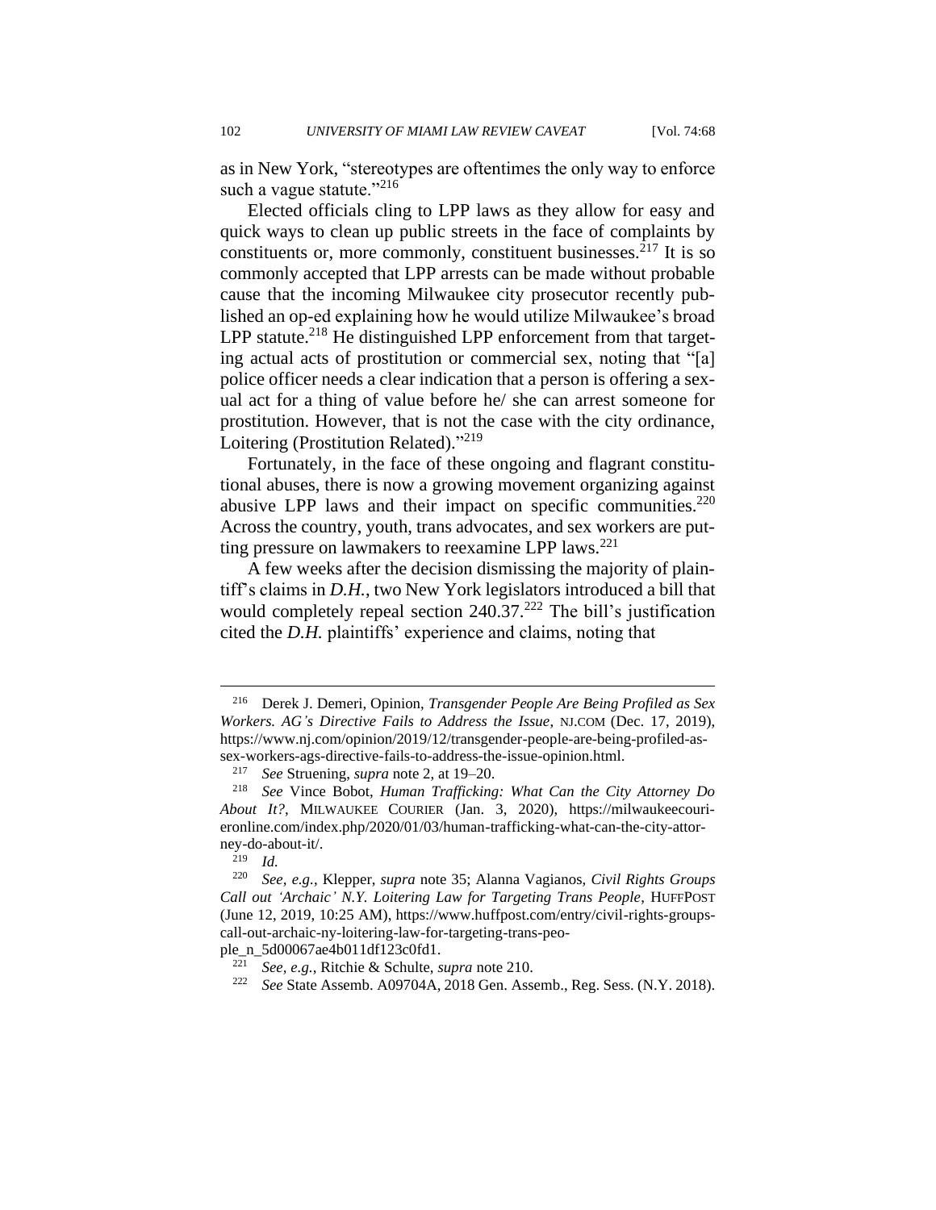as in New York, "stereotypes are oftentimes the only way to enforce such a vague statute."[216]

Elected officials cling to LPP laws as they allow for easy and quick ways to clean up public streets in the face of complaints by constituents or, more commonly, constituent businesses.[217] It is so commonly accepted that LPP arrests can be made without probable cause that the incoming Milwaukee city prosecutor recently published an op-ed explaining how he would utilize Milwaukee's broad LPP statute.[218] He distinguished LPP enforcement from that targeting actual acts of prostitution or commercial sex, noting that "[a] police officer needs a clear indication that a person is offering a sexual act for a thing of value before he/ she can arrest someone for prostitution. However, that is not the case with the city ordinance, Loitering (Prostitution Related)."[219]

Fortunately, in the face of these ongoing and flagrant constitutional abuses, there is now a growing movement organizing against abusive LPP laws and their impact on specific communities.[220] Across the country, youth, trans advocates, and sex workers are putting pressure on lawmakers to reexamine LPP laws.[221]

A few weeks after the decision dismissing the majority of plaintiff's claims in *D.H.*, two New York legislators introduced a bill that would completely repeal section 240.37.[222] The bill's justification cited the *D.H.* plaintiffs' experience and claims, noting that

---

[216] Derek J. Demeri, Opinion, *Transgender People Are Being Profiled as Sex Workers. AG's Directive Fails to Address the Issue*, NJ.COM (Dec. 17, 2019), https://www.nj.com/opinion/2019/12/transgender-people-are-being-profiled-as-sex-workers-ags-directive-fails-to-address-the-issue-opinion.html.

[217] *See* Struening, *supra* note 2, at 19–20.

[218] *See* Vince Bobot, *Human Trafficking: What Can the City Attorney Do About It?*, MILWAUKEE COURIER (Jan. 3, 2020), https://milwaukeecourieronline.com/index.php/2020/01/03/human-trafficking-what-can-the-city-attorney-do-about-it/.

[219] *Id.*

[220] *See, e.g.*, Klepper, *supra* note 35; Alanna Vagianos, *Civil Rights Groups Call out 'Archaic' N.Y. Loitering Law for Targeting Trans People*, HUFFPOST (June 12, 2019, 10:25 AM), https://www.huffpost.com/entry/civil-rights-groups-call-out-archaic-ny-loitering-law-for-targeting-trans-people_n_5d00067ae4b011df123c0fd1.

[221] *See, e.g.*, Ritchie & Schulte, *supra* note 210.

[222] *See* State Assemb. A09704A, 2018 Gen. Assemb., Reg. Sess. (N.Y. 2018).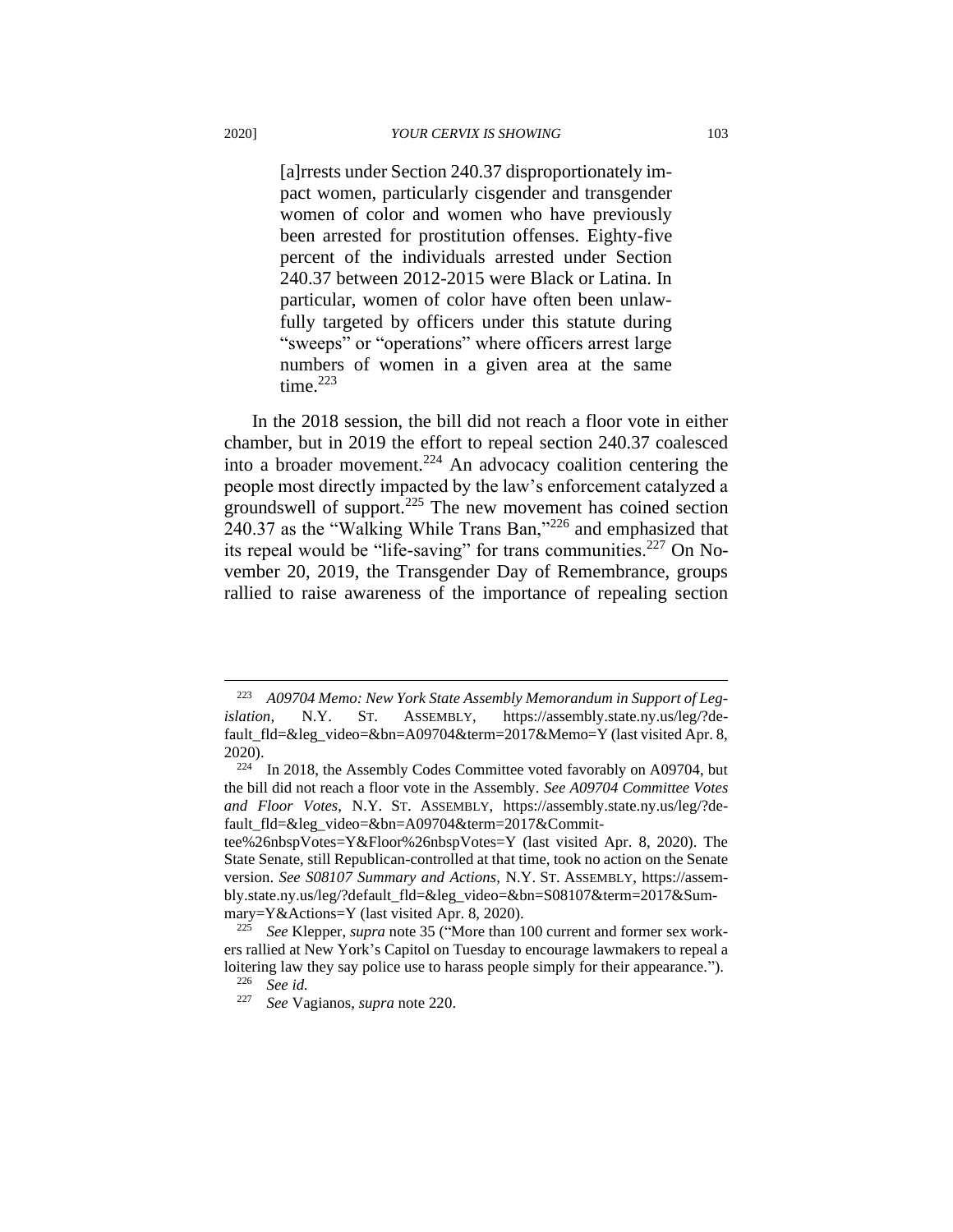> [a]rrests under Section 240.37 disproportionately impact women, particularly cisgender and transgender women of color and women who have previously been arrested for prostitution offenses. Eighty-five percent of the individuals arrested under Section 240.37 between 2012-2015 were Black or Latina. In particular, women of color have often been unlawfully targeted by officers under this statute during "sweeps" or "operations" where officers arrest large numbers of women in a given area at the same time.[223]

In the 2018 session, the bill did not reach a floor vote in either chamber, but in 2019 the effort to repeal section 240.37 coalesced into a broader movement.[224] An advocacy coalition centering the people most directly impacted by the law's enforcement catalyzed a groundswell of support.[225] The new movement has coined section 240.37 as the "Walking While Trans Ban,"[226] and emphasized that its repeal would be "life-saving" for trans communities.[227] On November 20, 2019, the Transgender Day of Remembrance, groups rallied to raise awareness of the importance of repealing section

---

[223] *A09704 Memo: New York State Assembly Memorandum in Support of Legislation*, N.Y. ST. ASSEMBLY, https://assembly.state.ny.us/leg/?default_fld=&leg_video=&bn=A09704&term=2017&Memo=Y (last visited Apr. 8, 2020).

[224] In 2018, the Assembly Codes Committee voted favorably on A09704, but the bill did not reach a floor vote in the Assembly. *See A09704 Committee Votes and Floor Votes*, N.Y. ST. ASSEMBLY, https://assembly.state.ny.us/leg/?default_fld=&leg_video=&bn=A09704&term=2017&Committee%26nbspVotes=Y&Floor%26nbspVotes=Y (last visited Apr. 8, 2020). The State Senate, still Republican-controlled at that time, took no action on the Senate version. *See S08107 Summary and Actions*, N.Y. ST. ASSEMBLY, https://assembly.state.ny.us/leg/?default_fld=&leg_video=&bn=S08107&term=2017&Summary=Y&Actions=Y (last visited Apr. 8, 2020).

[225] *See* Klepper, *supra* note 35 ("More than 100 current and former sex workers rallied at New York's Capitol on Tuesday to encourage lawmakers to repeal a loitering law they say police use to harass people simply for their appearance.").

[226] *See id.*

[227] *See* Vagianos, *supra* note 220.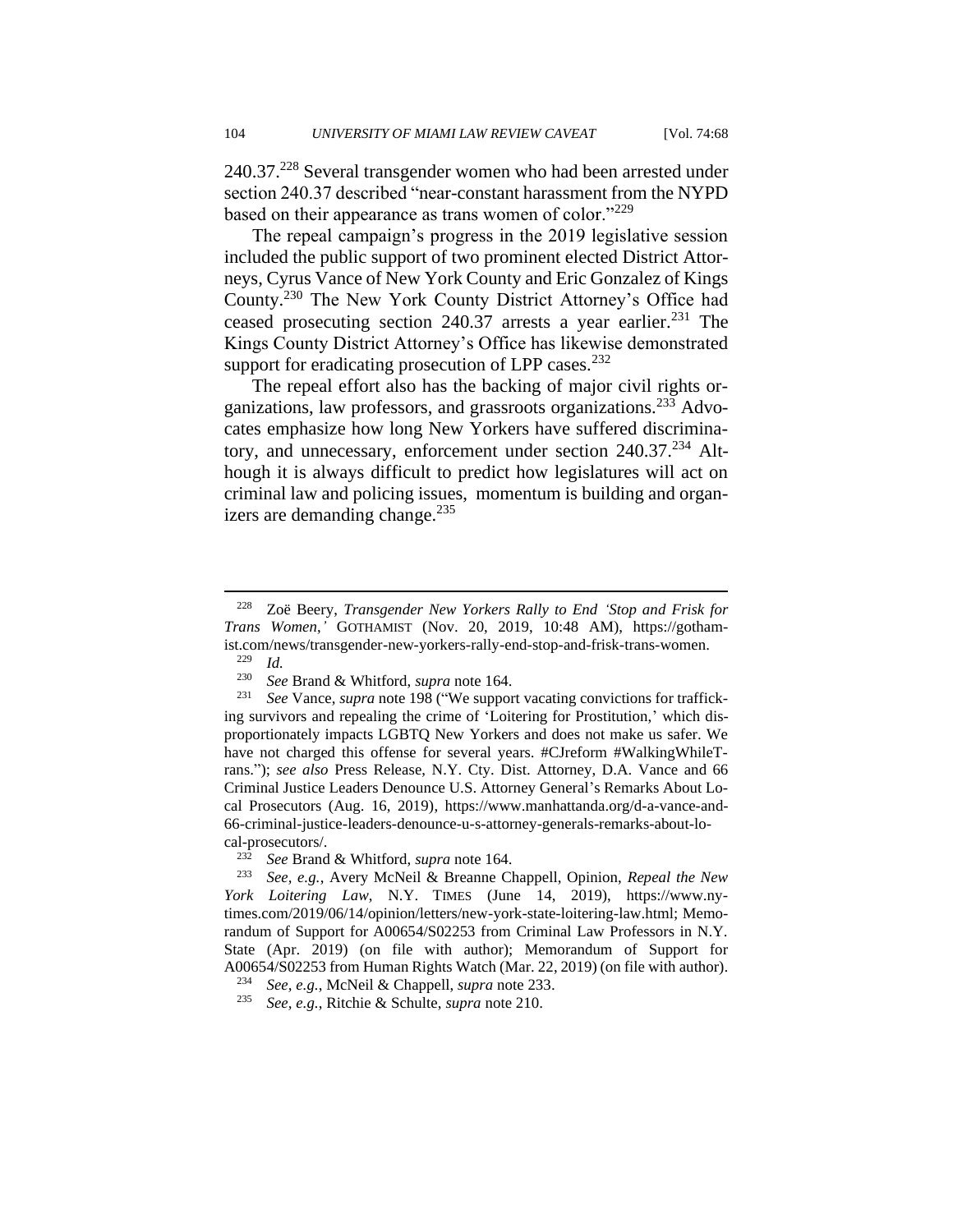240.37.[228] Several transgender women who had been arrested under section 240.37 described "near-constant harassment from the NYPD based on their appearance as trans women of color."[229]

The repeal campaign's progress in the 2019 legislative session included the public support of two prominent elected District Attorneys, Cyrus Vance of New York County and Eric Gonzalez of Kings County.[230] The New York County District Attorney's Office had ceased prosecuting section 240.37 arrests a year earlier.[231] The Kings County District Attorney's Office has likewise demonstrated support for eradicating prosecution of LPP cases.[232]

The repeal effort also has the backing of major civil rights organizations, law professors, and grassroots organizations.[233] Advocates emphasize how long New Yorkers have suffered discriminatory, and unnecessary, enforcement under section 240.37.[234] Although it is always difficult to predict how legislatures will act on criminal law and policing issues, momentum is building and organizers are demanding change.[235]

---

[228] Zoë Beery, *Transgender New Yorkers Rally to End 'Stop and Frisk for Trans Women,'* GOTHAMIST (Nov. 20, 2019, 10:48 AM), https://gothamist.com/news/transgender-new-yorkers-rally-end-stop-and-frisk-trans-women.

[229] *Id.*

[230] *See* Brand & Whitford, *supra* note 164.

[231] *See* Vance, *supra* note 198 ("We support vacating convictions for trafficking survivors and repealing the crime of 'Loitering for Prostitution,' which disproportionately impacts LGBTQ New Yorkers and does not make us safer. We have not charged this offense for several years. #CJreform #WalkingWhileTrans."); *see also* Press Release, N.Y. Cty. Dist. Attorney, D.A. Vance and 66 Criminal Justice Leaders Denounce U.S. Attorney General's Remarks About Local Prosecutors (Aug. 16, 2019), https://www.manhattanda.org/d-a-vance-and-66-criminal-justice-leaders-denounce-u-s-attorney-generals-remarks-about-local-prosecutors/.

[232] *See* Brand & Whitford, *supra* note 164.

[233] *See, e.g.*, Avery McNeil & Breanne Chappell, Opinion, *Repeal the New York Loitering Law*, N.Y. TIMES (June 14, 2019), https://www.nytimes.com/2019/06/14/opinion/letters/new-york-state-loitering-law.html; Memorandum of Support for A00654/S02253 from Criminal Law Professors in N.Y. State (Apr. 2019) (on file with author); Memorandum of Support for A00654/S02253 from Human Rights Watch (Mar. 22, 2019) (on file with author).

[234] *See, e.g.*, McNeil & Chappell, *supra* note 233.

[235] *See, e.g.*, Ritchie & Schulte, *supra* note 210.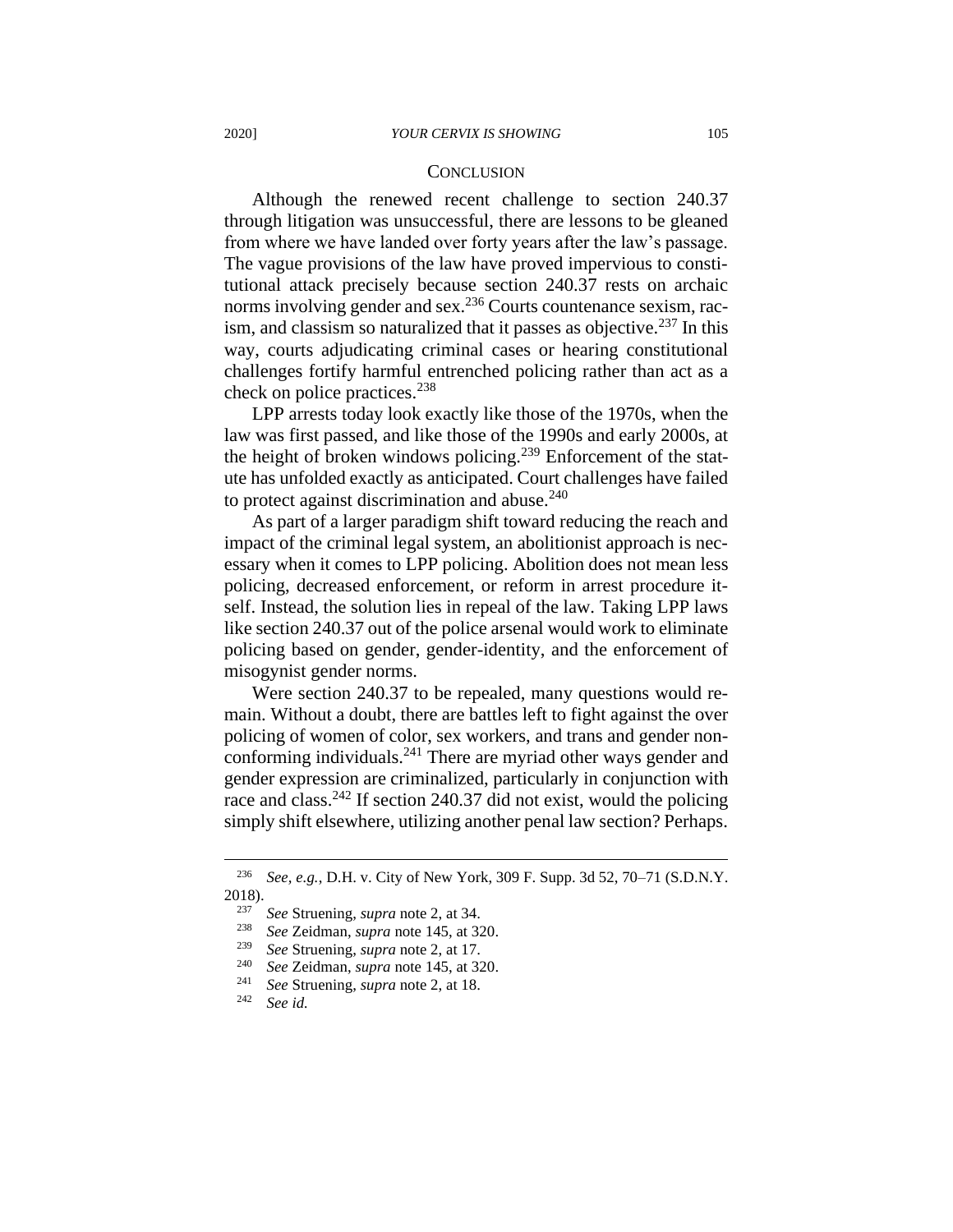## CONCLUSION

Although the renewed recent challenge to section 240.37 through litigation was unsuccessful, there are lessons to be gleaned from where we have landed over forty years after the law's passage. The vague provisions of the law have proved impervious to constitutional attack precisely because section 240.37 rests on archaic norms involving gender and sex.[236] Courts countenance sexism, racism, and classism so naturalized that it passes as objective.[237] In this way, courts adjudicating criminal cases or hearing constitutional challenges fortify harmful entrenched policing rather than act as a check on police practices.[238]

LPP arrests today look exactly like those of the 1970s, when the law was first passed, and like those of the 1990s and early 2000s, at the height of broken windows policing.[239] Enforcement of the statute has unfolded exactly as anticipated. Court challenges have failed to protect against discrimination and abuse.[240]

As part of a larger paradigm shift toward reducing the reach and impact of the criminal legal system, an abolitionist approach is necessary when it comes to LPP policing. Abolition does not mean less policing, decreased enforcement, or reform in arrest procedure itself. Instead, the solution lies in repeal of the law. Taking LPP laws like section 240.37 out of the police arsenal would work to eliminate policing based on gender, gender-identity, and the enforcement of misogynist gender norms.

Were section 240.37 to be repealed, many questions would remain. Without a doubt, there are battles left to fight against the over policing of women of color, sex workers, and trans and gender nonconforming individuals.[241] There are myriad other ways gender and gender expression are criminalized, particularly in conjunction with race and class.[242] If section 240.37 did not exist, would the policing simply shift elsewhere, utilizing another penal law section? Perhaps.

---

[236] *See, e.g.*, D.H. v. City of New York, 309 F. Supp. 3d 52, 70–71 (S.D.N.Y. 2018).

[237] *See* Struening, *supra* note 2, at 34.

[238] *See* Zeidman, *supra* note 145, at 320.

[239] *See* Struening, *supra* note 2, at 17.

[240] *See* Zeidman, *supra* note 145, at 320.

[241] *See* Struening, *supra* note 2, at 18.

[242] *See id.*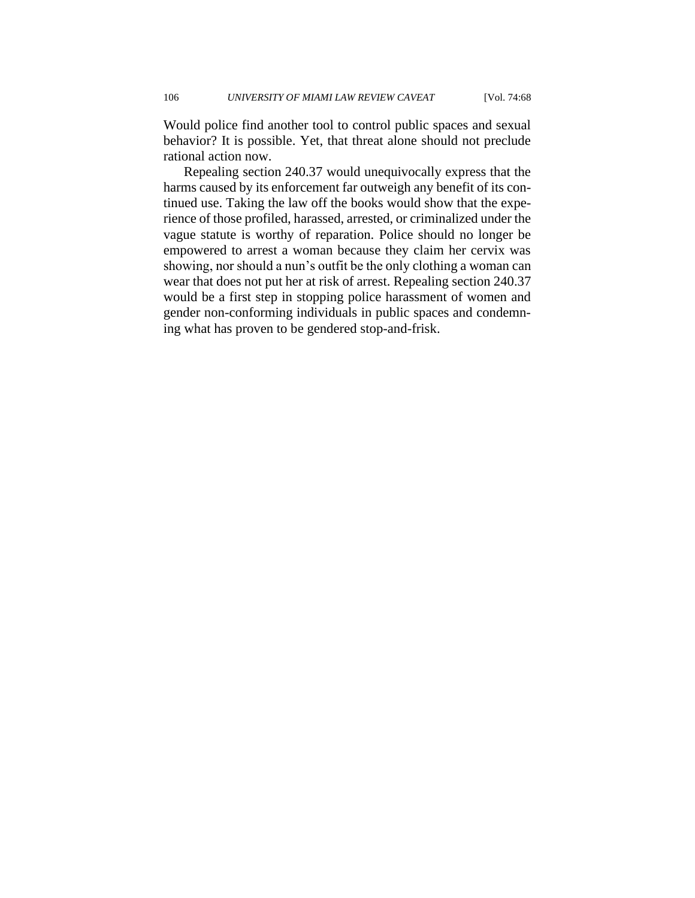Would police find another tool to control public spaces and sexual behavior? It is possible. Yet, that threat alone should not preclude rational action now.

Repealing section 240.37 would unequivocally express that the harms caused by its enforcement far outweigh any benefit of its continued use. Taking the law off the books would show that the experience of those profiled, harassed, arrested, or criminalized under the vague statute is worthy of reparation. Police should no longer be empowered to arrest a woman because they claim her cervix was showing, nor should a nun's outfit be the only clothing a woman can wear that does not put her at risk of arrest. Repealing section 240.37 would be a first step in stopping police harassment of women and gender non-conforming individuals in public spaces and condemning what has proven to be gendered stop-and-frisk.